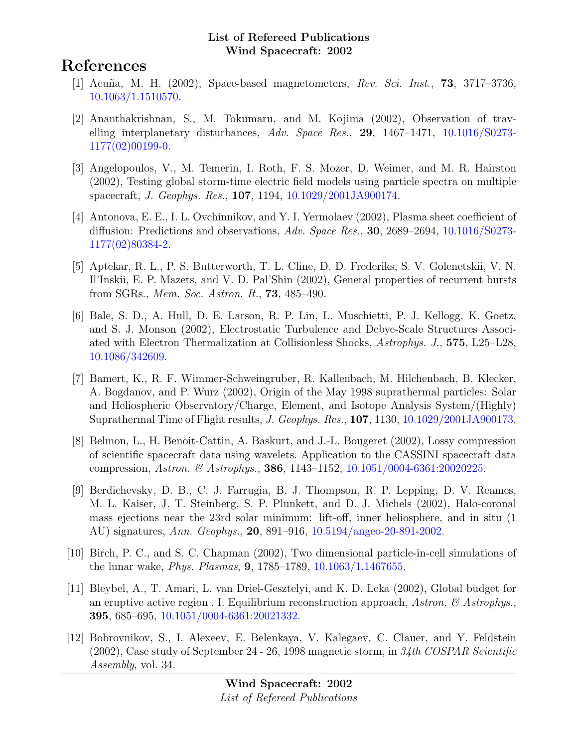**List of Refereed Publications**
**Wind Spacecraft: 2002**

# References

[1] Acuña, M. H. (2002), Space-based magnetometers, *Rev. Sci. Inst.*, **73**, 3717–3736, 10.1063/1.1510570.

[2] Ananthakrishnan, S., M. Tokumaru, and M. Kojima (2002), Observation of travelling interplanetary disturbances, *Adv. Space Res.*, **29**, 1467–1471, 10.1016/S0273-1177(02)00199-0.

[3] Angelopoulos, V., M. Temerin, I. Roth, F. S. Mozer, D. Weimer, and M. R. Hairston (2002), Testing global storm-time electric field models using particle spectra on multiple spacecraft, *J. Geophys. Res.*, **107**, 1194, 10.1029/2001JA900174.

[4] Antonova, E. E., I. L. Ovchinnikov, and Y. I. Yermolaev (2002), Plasma sheet coefficient of diffusion: Predictions and observations, *Adv. Space Res.*, **30**, 2689–2694, 10.1016/S0273-1177(02)80384-2.

[5] Aptekar, R. L., P. S. Butterworth, T. L. Cline, D. D. Frederiks, S. V. Golenetskii, V. N. Il'Inskii, E. P. Mazets, and V. D. Pal'Shin (2002), General properties of recurrent bursts from SGRs., *Mem. Soc. Astron. It.*, **73**, 485–490.

[6] Bale, S. D., A. Hull, D. E. Larson, R. P. Lin, L. Muschietti, P. J. Kellogg, K. Goetz, and S. J. Monson (2002), Electrostatic Turbulence and Debye-Scale Structures Associated with Electron Thermalization at Collisionless Shocks, *Astrophys. J.*, **575**, L25–L28, 10.1086/342609.

[7] Bamert, K., R. F. Wimmer-Schweingruber, R. Kallenbach, M. Hilchenbach, B. Klecker, A. Bogdanov, and P. Wurz (2002), Origin of the May 1998 suprathermal particles: Solar and Heliospheric Observatory/Charge, Element, and Isotope Analysis System/(Highly) Suprathermal Time of Flight results, *J. Geophys. Res.*, **107**, 1130, 10.1029/2001JA900173.

[8] Belmon, L., H. Benoit-Cattin, A. Baskurt, and J.-L. Bougeret (2002), Lossy compression of scientific spacecraft data using wavelets. Application to the CASSINI spacecraft data compression, *Astron. & Astrophys.*, **386**, 1143–1152, 10.1051/0004-6361:20020225.

[9] Berdichevsky, D. B., C. J. Farrugia, B. J. Thompson, R. P. Lepping, D. V. Reames, M. L. Kaiser, J. T. Steinberg, S. P. Plunkett, and D. J. Michels (2002), Halo-coronal mass ejections near the 23rd solar minimum: lift-off, inner heliosphere, and in situ (1 AU) signatures, *Ann. Geophys.*, **20**, 891–916, 10.5194/angeo-20-891-2002.

[10] Birch, P. C., and S. C. Chapman (2002), Two dimensional particle-in-cell simulations of the lunar wake, *Phys. Plasmas*, **9**, 1785–1789, 10.1063/1.1467655.

[11] Bleybel, A., T. Amari, L. van Driel-Gesztelyi, and K. D. Leka (2002), Global budget for an eruptive active region . I. Equilibrium reconstruction approach, *Astron. & Astrophys.*, **395**, 685–695, 10.1051/0004-6361:20021332.

[12] Bobrovnikov, S., I. Alexeev, E. Belenkaya, V. Kalegaev, C. Clauer, and Y. Feldstein (2002), Case study of September 24 - 26, 1998 magnetic storm, in *34th COSPAR Scientific Assembly*, vol. 34.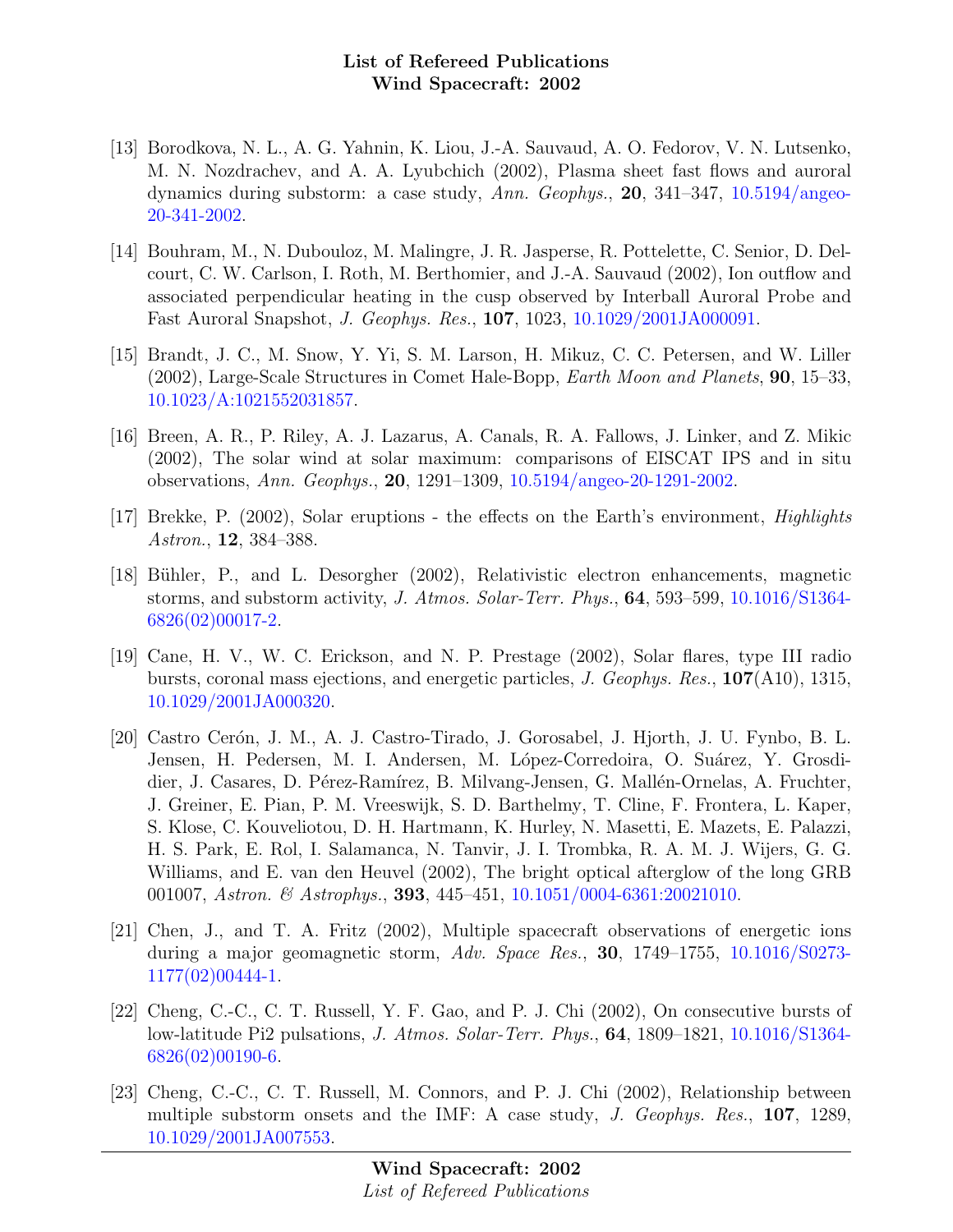[13] Borodkova, N. L., A. G. Yahnin, K. Liou, J.-A. Sauvaud, A. O. Fedorov, V. N. Lutsenko, M. N. Nozdrachev, and A. A. Lyubchich (2002), Plasma sheet fast flows and auroral dynamics during substorm: a case study, *Ann. Geophys.*, **20**, 341–347, 10.5194/angeo-20-341-2002.

[14] Bouhram, M., N. Dubouloz, M. Malingre, J. R. Jasperse, R. Pottelette, C. Senior, D. Delcourt, C. W. Carlson, I. Roth, M. Berthomier, and J.-A. Sauvaud (2002), Ion outflow and associated perpendicular heating in the cusp observed by Interball Auroral Probe and Fast Auroral Snapshot, *J. Geophys. Res.*, **107**, 1023, 10.1029/2001JA000091.

[15] Brandt, J. C., M. Snow, Y. Yi, S. M. Larson, H. Mikuz, C. C. Petersen, and W. Liller (2002), Large-Scale Structures in Comet Hale-Bopp, *Earth Moon and Planets*, **90**, 15–33, 10.1023/A:1021552031857.

[16] Breen, A. R., P. Riley, A. J. Lazarus, A. Canals, R. A. Fallows, J. Linker, and Z. Mikic (2002), The solar wind at solar maximum: comparisons of EISCAT IPS and in situ observations, *Ann. Geophys.*, **20**, 1291–1309, 10.5194/angeo-20-1291-2002.

[17] Brekke, P. (2002), Solar eruptions - the effects on the Earth's environment, *Highlights Astron.*, **12**, 384–388.

[18] Bühler, P., and L. Desorgher (2002), Relativistic electron enhancements, magnetic storms, and substorm activity, *J. Atmos. Solar-Terr. Phys.*, **64**, 593–599, 10.1016/S1364-6826(02)00017-2.

[19] Cane, H. V., W. C. Erickson, and N. P. Prestage (2002), Solar flares, type III radio bursts, coronal mass ejections, and energetic particles, *J. Geophys. Res.*, **107**(A10), 1315, 10.1029/2001JA000320.

[20] Castro Cerón, J. M., A. J. Castro-Tirado, J. Gorosabel, J. Hjorth, J. U. Fynbo, B. L. Jensen, H. Pedersen, M. I. Andersen, M. López-Corredoira, O. Suárez, Y. Grosdidier, J. Casares, D. Pérez-Ramírez, B. Milvang-Jensen, G. Mallén-Ornelas, A. Fruchter, J. Greiner, E. Pian, P. M. Vreeswijk, S. D. Barthelmy, T. Cline, F. Frontera, L. Kaper, S. Klose, C. Kouveliotou, D. H. Hartmann, K. Hurley, N. Masetti, E. Mazets, E. Palazzi, H. S. Park, E. Rol, I. Salamanca, N. Tanvir, J. I. Trombka, R. A. M. J. Wijers, G. G. Williams, and E. van den Heuvel (2002), The bright optical afterglow of the long GRB 001007, *Astron. & Astrophys.*, **393**, 445–451, 10.1051/0004-6361:20021010.

[21] Chen, J., and T. A. Fritz (2002), Multiple spacecraft observations of energetic ions during a major geomagnetic storm, *Adv. Space Res.*, **30**, 1749–1755, 10.1016/S0273-1177(02)00444-1.

[22] Cheng, C.-C., C. T. Russell, Y. F. Gao, and P. J. Chi (2002), On consecutive bursts of low-latitude Pi2 pulsations, *J. Atmos. Solar-Terr. Phys.*, **64**, 1809–1821, 10.1016/S1364-6826(02)00190-6.

[23] Cheng, C.-C., C. T. Russell, M. Connors, and P. J. Chi (2002), Relationship between multiple substorm onsets and the IMF: A case study, *J. Geophys. Res.*, **107**, 1289, 10.1029/2001JA007553.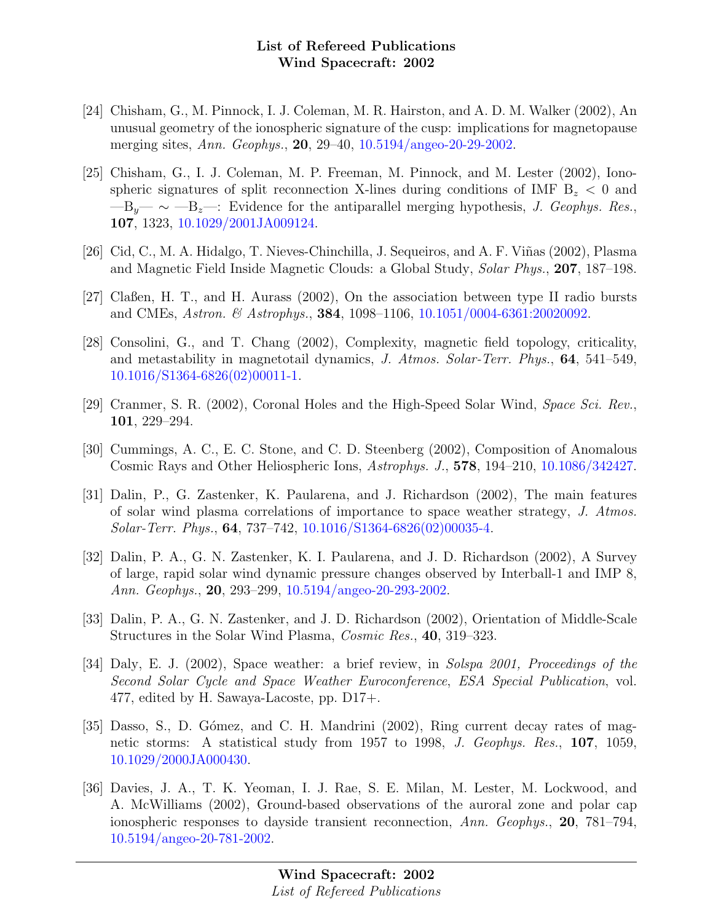[24] Chisham, G., M. Pinnock, I. J. Coleman, M. R. Hairston, and A. D. M. Walker (2002), An unusual geometry of the ionospheric signature of the cusp: implications for magnetopause merging sites, *Ann. Geophys.*, **20**, 29–40, 10.5194/angeo-20-29-2002.

[25] Chisham, G., I. J. Coleman, M. P. Freeman, M. Pinnock, and M. Lester (2002), Ionospheric signatures of split reconnection X-lines during conditions of IMF $B_z < 0$ and —$B_y$— ∼ —$B_z$—: Evidence for the antiparallel merging hypothesis, *J. Geophys. Res.*, **107**, 1323, 10.1029/2001JA009124.

[26] Cid, C., M. A. Hidalgo, T. Nieves-Chinchilla, J. Sequeiros, and A. F. Viñas (2002), Plasma and Magnetic Field Inside Magnetic Clouds: a Global Study, *Solar Phys.*, **207**, 187–198.

[27] Claßen, H. T., and H. Aurass (2002), On the association between type II radio bursts and CMEs, *Astron. & Astrophys.*, **384**, 1098–1106, 10.1051/0004-6361:20020092.

[28] Consolini, G., and T. Chang (2002), Complexity, magnetic field topology, criticality, and metastability in magnetotail dynamics, *J. Atmos. Solar-Terr. Phys.*, **64**, 541–549, 10.1016/S1364-6826(02)00011-1.

[29] Cranmer, S. R. (2002), Coronal Holes and the High-Speed Solar Wind, *Space Sci. Rev.*, **101**, 229–294.

[30] Cummings, A. C., E. C. Stone, and C. D. Steenberg (2002), Composition of Anomalous Cosmic Rays and Other Heliospheric Ions, *Astrophys. J.*, **578**, 194–210, 10.1086/342427.

[31] Dalin, P., G. Zastenker, K. Paularena, and J. Richardson (2002), The main features of solar wind plasma correlations of importance to space weather strategy, *J. Atmos. Solar-Terr. Phys.*, **64**, 737–742, 10.1016/S1364-6826(02)00035-4.

[32] Dalin, P. A., G. N. Zastenker, K. I. Paularena, and J. D. Richardson (2002), A Survey of large, rapid solar wind dynamic pressure changes observed by Interball-1 and IMP 8, *Ann. Geophys.*, **20**, 293–299, 10.5194/angeo-20-293-2002.

[33] Dalin, P. A., G. N. Zastenker, and J. D. Richardson (2002), Orientation of Middle-Scale Structures in the Solar Wind Plasma, *Cosmic Res.*, **40**, 319–323.

[34] Daly, E. J. (2002), Space weather: a brief review, in *Solspa 2001, Proceedings of the Second Solar Cycle and Space Weather Euroconference*, *ESA Special Publication*, vol. 477, edited by H. Sawaya-Lacoste, pp. D17+.

[35] Dasso, S., D. Gómez, and C. H. Mandrini (2002), Ring current decay rates of magnetic storms: A statistical study from 1957 to 1998, *J. Geophys. Res.*, **107**, 1059, 10.1029/2000JA000430.

[36] Davies, J. A., T. K. Yeoman, I. J. Rae, S. E. Milan, M. Lester, M. Lockwood, and A. McWilliams (2002), Ground-based observations of the auroral zone and polar cap ionospheric responses to dayside transient reconnection, *Ann. Geophys.*, **20**, 781–794, 10.5194/angeo-20-781-2002.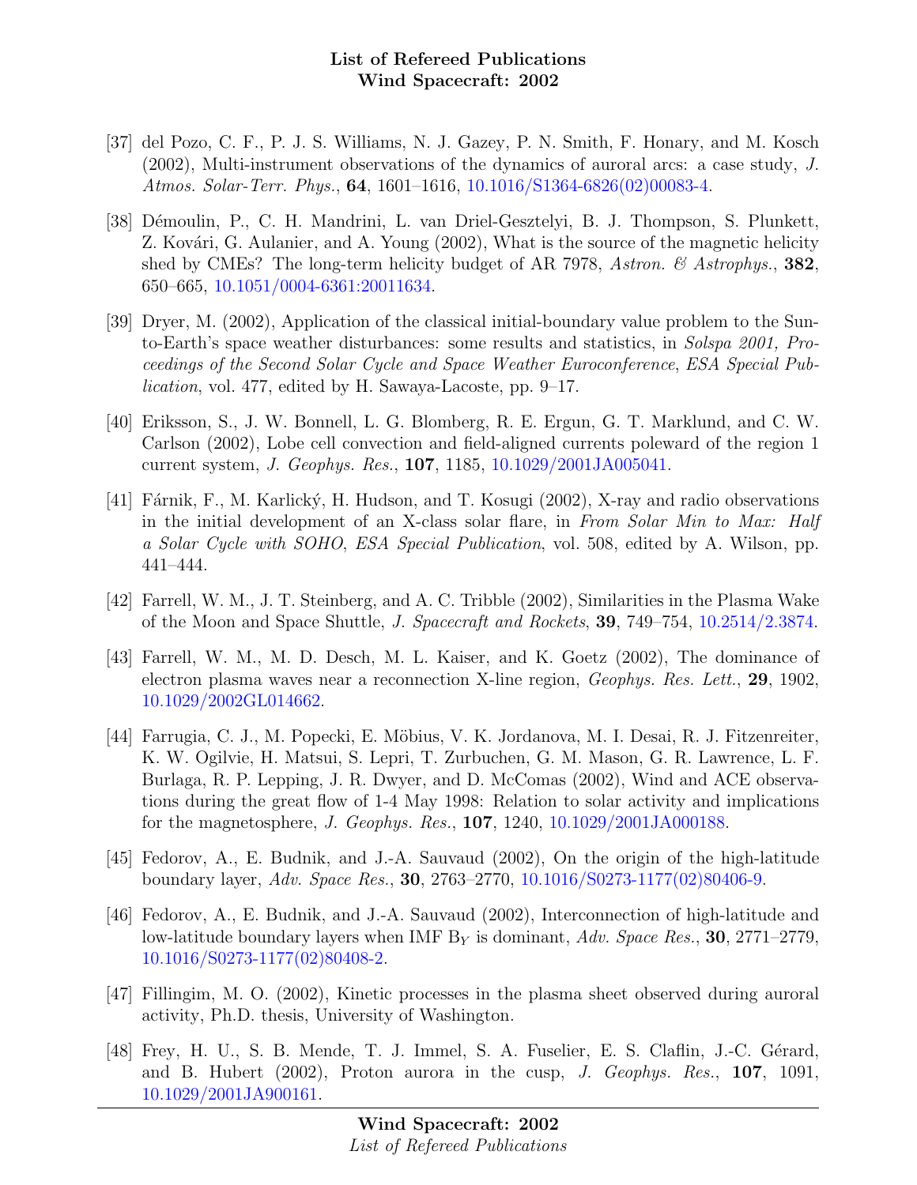[37] del Pozo, C. F., P. J. S. Williams, N. J. Gazey, P. N. Smith, F. Honary, and M. Kosch (2002), Multi-instrument observations of the dynamics of auroral arcs: a case study, *J. Atmos. Solar-Terr. Phys.*, **64**, 1601–1616, 10.1016/S1364-6826(02)00083-4.

[38] Démoulin, P., C. H. Mandrini, L. van Driel-Gesztelyi, B. J. Thompson, S. Plunkett, Z. Kovári, G. Aulanier, and A. Young (2002), What is the source of the magnetic helicity shed by CMEs? The long-term helicity budget of AR 7978, *Astron. & Astrophys.*, **382**, 650–665, 10.1051/0004-6361:20011634.

[39] Dryer, M. (2002), Application of the classical initial-boundary value problem to the Sun-to-Earth's space weather disturbances: some results and statistics, in *Solspa 2001, Proceedings of the Second Solar Cycle and Space Weather Euroconference*, *ESA Special Publication*, vol. 477, edited by H. Sawaya-Lacoste, pp. 9–17.

[40] Eriksson, S., J. W. Bonnell, L. G. Blomberg, R. E. Ergun, G. T. Marklund, and C. W. Carlson (2002), Lobe cell convection and field-aligned currents poleward of the region 1 current system, *J. Geophys. Res.*, **107**, 1185, 10.1029/2001JA005041.

[41] Fárnik, F., M. Karlický, H. Hudson, and T. Kosugi (2002), X-ray and radio observations in the initial development of an X-class solar flare, in *From Solar Min to Max: Half a Solar Cycle with SOHO*, *ESA Special Publication*, vol. 508, edited by A. Wilson, pp. 441–444.

[42] Farrell, W. M., J. T. Steinberg, and A. C. Tribble (2002), Similarities in the Plasma Wake of the Moon and Space Shuttle, *J. Spacecraft and Rockets*, **39**, 749–754, 10.2514/2.3874.

[43] Farrell, W. M., M. D. Desch, M. L. Kaiser, and K. Goetz (2002), The dominance of electron plasma waves near a reconnection X-line region, *Geophys. Res. Lett.*, **29**, 1902, 10.1029/2002GL014662.

[44] Farrugia, C. J., M. Popecki, E. Möbius, V. K. Jordanova, M. I. Desai, R. J. Fitzenreiter, K. W. Ogilvie, H. Matsui, S. Lepri, T. Zurbuchen, G. M. Mason, G. R. Lawrence, L. F. Burlaga, R. P. Lepping, J. R. Dwyer, and D. McComas (2002), Wind and ACE observations during the great flow of 1-4 May 1998: Relation to solar activity and implications for the magnetosphere, *J. Geophys. Res.*, **107**, 1240, 10.1029/2001JA000188.

[45] Fedorov, A., E. Budnik, and J.-A. Sauvaud (2002), On the origin of the high-latitude boundary layer, *Adv. Space Res.*, **30**, 2763–2770, 10.1016/S0273-1177(02)80406-9.

[46] Fedorov, A., E. Budnik, and J.-A. Sauvaud (2002), Interconnection of high-latitude and low-latitude boundary layers when IMF $B_Y$ is dominant, *Adv. Space Res.*, **30**, 2771–2779, 10.1016/S0273-1177(02)80408-2.

[47] Fillingim, M. O. (2002), Kinetic processes in the plasma sheet observed during auroral activity, Ph.D. thesis, University of Washington.

[48] Frey, H. U., S. B. Mende, T. J. Immel, S. A. Fuselier, E. S. Claflin, J.-C. Gérard, and B. Hubert (2002), Proton aurora in the cusp, *J. Geophys. Res.*, **107**, 1091, 10.1029/2001JA900161.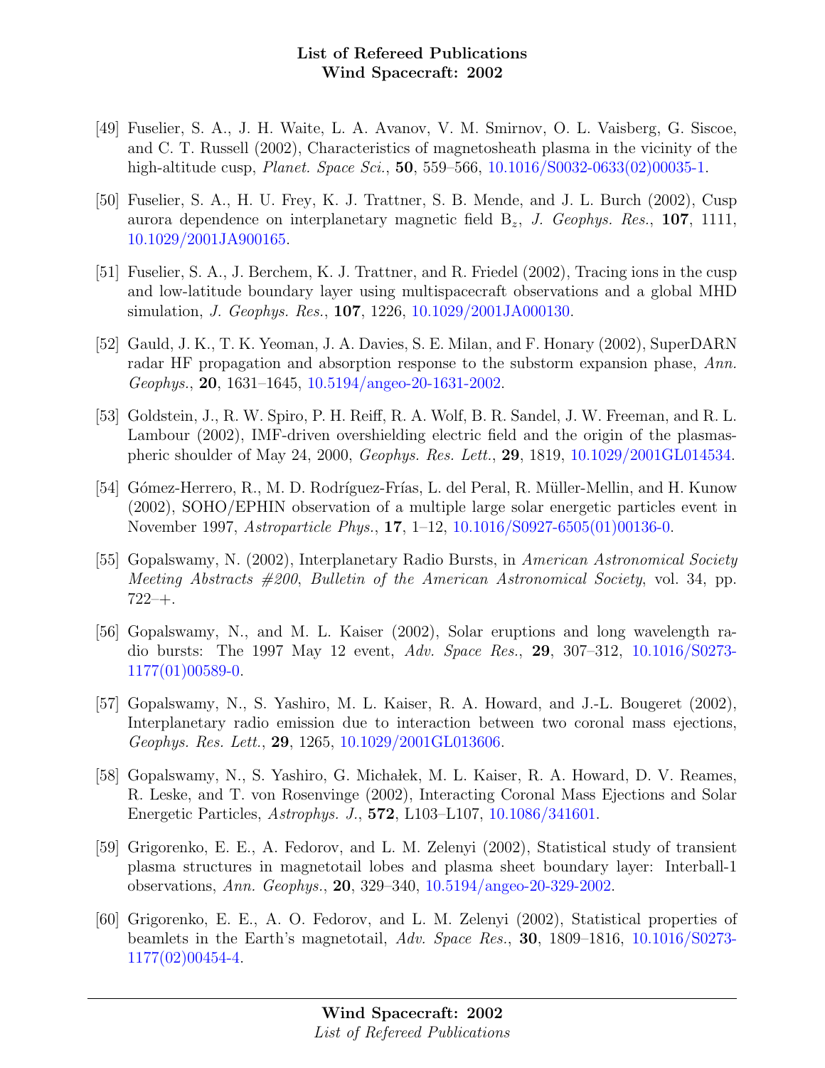[49] Fuselier, S. A., J. H. Waite, L. A. Avanov, V. M. Smirnov, O. L. Vaisberg, G. Siscoe, and C. T. Russell (2002), Characteristics of magnetosheath plasma in the vicinity of the high-altitude cusp, *Planet. Space Sci.*, **50**, 559–566, 10.1016/S0032-0633(02)00035-1.

[50] Fuselier, S. A., H. U. Frey, K. J. Trattner, S. B. Mende, and J. L. Burch (2002), Cusp aurora dependence on interplanetary magnetic field $B_z$, *J. Geophys. Res.*, **107**, 1111, 10.1029/2001JA900165.

[51] Fuselier, S. A., J. Berchem, K. J. Trattner, and R. Friedel (2002), Tracing ions in the cusp and low-latitude boundary layer using multispacecraft observations and a global MHD simulation, *J. Geophys. Res.*, **107**, 1226, 10.1029/2001JA000130.

[52] Gauld, J. K., T. K. Yeoman, J. A. Davies, S. E. Milan, and F. Honary (2002), SuperDARN radar HF propagation and absorption response to the substorm expansion phase, *Ann. Geophys.*, **20**, 1631–1645, 10.5194/angeo-20-1631-2002.

[53] Goldstein, J., R. W. Spiro, P. H. Reiff, R. A. Wolf, B. R. Sandel, J. W. Freeman, and R. L. Lambour (2002), IMF-driven overshielding electric field and the origin of the plasmaspheric shoulder of May 24, 2000, *Geophys. Res. Lett.*, **29**, 1819, 10.1029/2001GL014534.

[54] Gómez-Herrero, R., M. D. Rodríguez-Frías, L. del Peral, R. Müller-Mellin, and H. Kunow (2002), SOHO/EPHIN observation of a multiple large solar energetic particles event in November 1997, *Astroparticle Phys.*, **17**, 1–12, 10.1016/S0927-6505(01)00136-0.

[55] Gopalswamy, N. (2002), Interplanetary Radio Bursts, in *American Astronomical Society Meeting Abstracts #200*, *Bulletin of the American Astronomical Society*, vol. 34, pp. 722–+.

[56] Gopalswamy, N., and M. L. Kaiser (2002), Solar eruptions and long wavelength radio bursts: The 1997 May 12 event, *Adv. Space Res.*, **29**, 307–312, 10.1016/S0273-1177(01)00589-0.

[57] Gopalswamy, N., S. Yashiro, M. L. Kaiser, R. A. Howard, and J.-L. Bougeret (2002), Interplanetary radio emission due to interaction between two coronal mass ejections, *Geophys. Res. Lett.*, **29**, 1265, 10.1029/2001GL013606.

[58] Gopalswamy, N., S. Yashiro, G. Michałek, M. L. Kaiser, R. A. Howard, D. V. Reames, R. Leske, and T. von Rosenvinge (2002), Interacting Coronal Mass Ejections and Solar Energetic Particles, *Astrophys. J.*, **572**, L103–L107, 10.1086/341601.

[59] Grigorenko, E. E., A. Fedorov, and L. M. Zelenyi (2002), Statistical study of transient plasma structures in magnetotail lobes and plasma sheet boundary layer: Interball-1 observations, *Ann. Geophys.*, **20**, 329–340, 10.5194/angeo-20-329-2002.

[60] Grigorenko, E. E., A. O. Fedorov, and L. M. Zelenyi (2002), Statistical properties of beamlets in the Earth's magnetotail, *Adv. Space Res.*, **30**, 1809–1816, 10.1016/S0273-1177(02)00454-4.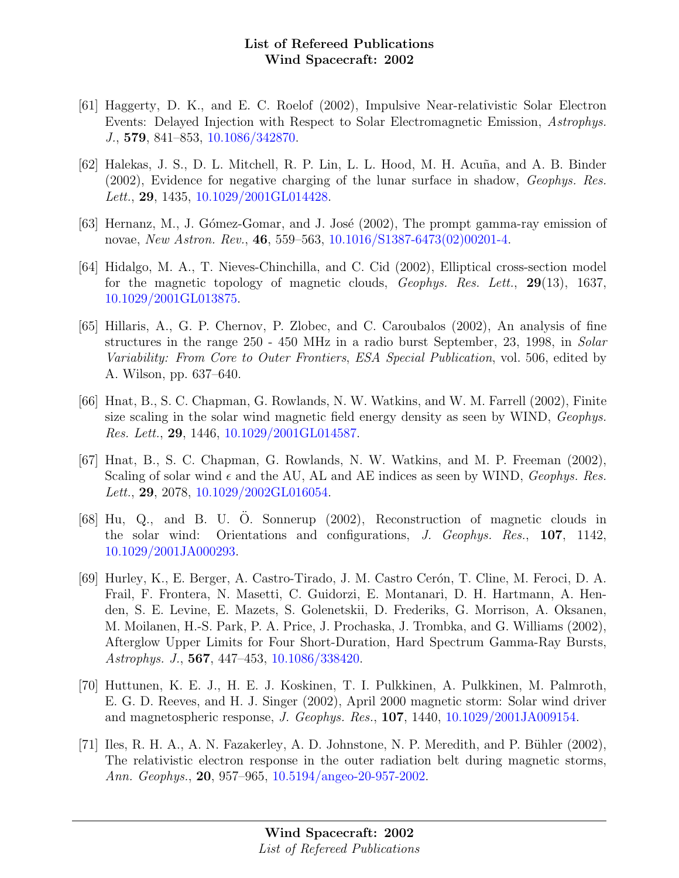[61] Haggerty, D. K., and E. C. Roelof (2002), Impulsive Near-relativistic Solar Electron Events: Delayed Injection with Respect to Solar Electromagnetic Emission, *Astrophys. J.*, **579**, 841–853, 10.1086/342870.

[62] Halekas, J. S., D. L. Mitchell, R. P. Lin, L. L. Hood, M. H. Acuña, and A. B. Binder (2002), Evidence for negative charging of the lunar surface in shadow, *Geophys. Res. Lett.*, **29**, 1435, 10.1029/2001GL014428.

[63] Hernanz, M., J. Gómez-Gomar, and J. José (2002), The prompt gamma-ray emission of novae, *New Astron. Rev.*, **46**, 559–563, 10.1016/S1387-6473(02)00201-4.

[64] Hidalgo, M. A., T. Nieves-Chinchilla, and C. Cid (2002), Elliptical cross-section model for the magnetic topology of magnetic clouds, *Geophys. Res. Lett.*, **29**(13), 1637, 10.1029/2001GL013875.

[65] Hillaris, A., G. P. Chernov, P. Zlobec, and C. Caroubalos (2002), An analysis of fine structures in the range 250 - 450 MHz in a radio burst September, 23, 1998, in *Solar Variability: From Core to Outer Frontiers*, *ESA Special Publication*, vol. 506, edited by A. Wilson, pp. 637–640.

[66] Hnat, B., S. C. Chapman, G. Rowlands, N. W. Watkins, and W. M. Farrell (2002), Finite size scaling in the solar wind magnetic field energy density as seen by WIND, *Geophys. Res. Lett.*, **29**, 1446, 10.1029/2001GL014587.

[67] Hnat, B., S. C. Chapman, G. Rowlands, N. W. Watkins, and M. P. Freeman (2002), Scaling of solar wind $\epsilon$ and the AU, AL and AE indices as seen by WIND, *Geophys. Res. Lett.*, **29**, 2078, 10.1029/2002GL016054.

[68] Hu, Q., and B. U. Ö. Sonnerup (2002), Reconstruction of magnetic clouds in the solar wind: Orientations and configurations, *J. Geophys. Res.*, **107**, 1142, 10.1029/2001JA000293.

[69] Hurley, K., E. Berger, A. Castro-Tirado, J. M. Castro Cerón, T. Cline, M. Feroci, D. A. Frail, F. Frontera, N. Masetti, C. Guidorzi, E. Montanari, D. H. Hartmann, A. Henden, S. E. Levine, E. Mazets, S. Golenetskii, D. Frederiks, G. Morrison, A. Oksanen, M. Moilanen, H.-S. Park, P. A. Price, J. Prochaska, J. Trombka, and G. Williams (2002), Afterglow Upper Limits for Four Short-Duration, Hard Spectrum Gamma-Ray Bursts, *Astrophys. J.*, **567**, 447–453, 10.1086/338420.

[70] Huttunen, K. E. J., H. E. J. Koskinen, T. I. Pulkkinen, A. Pulkkinen, M. Palmroth, E. G. D. Reeves, and H. J. Singer (2002), April 2000 magnetic storm: Solar wind driver and magnetospheric response, *J. Geophys. Res.*, **107**, 1440, 10.1029/2001JA009154.

[71] Iles, R. H. A., A. N. Fazakerley, A. D. Johnstone, N. P. Meredith, and P. Bühler (2002), The relativistic electron response in the outer radiation belt during magnetic storms, *Ann. Geophys.*, **20**, 957–965, 10.5194/angeo-20-957-2002.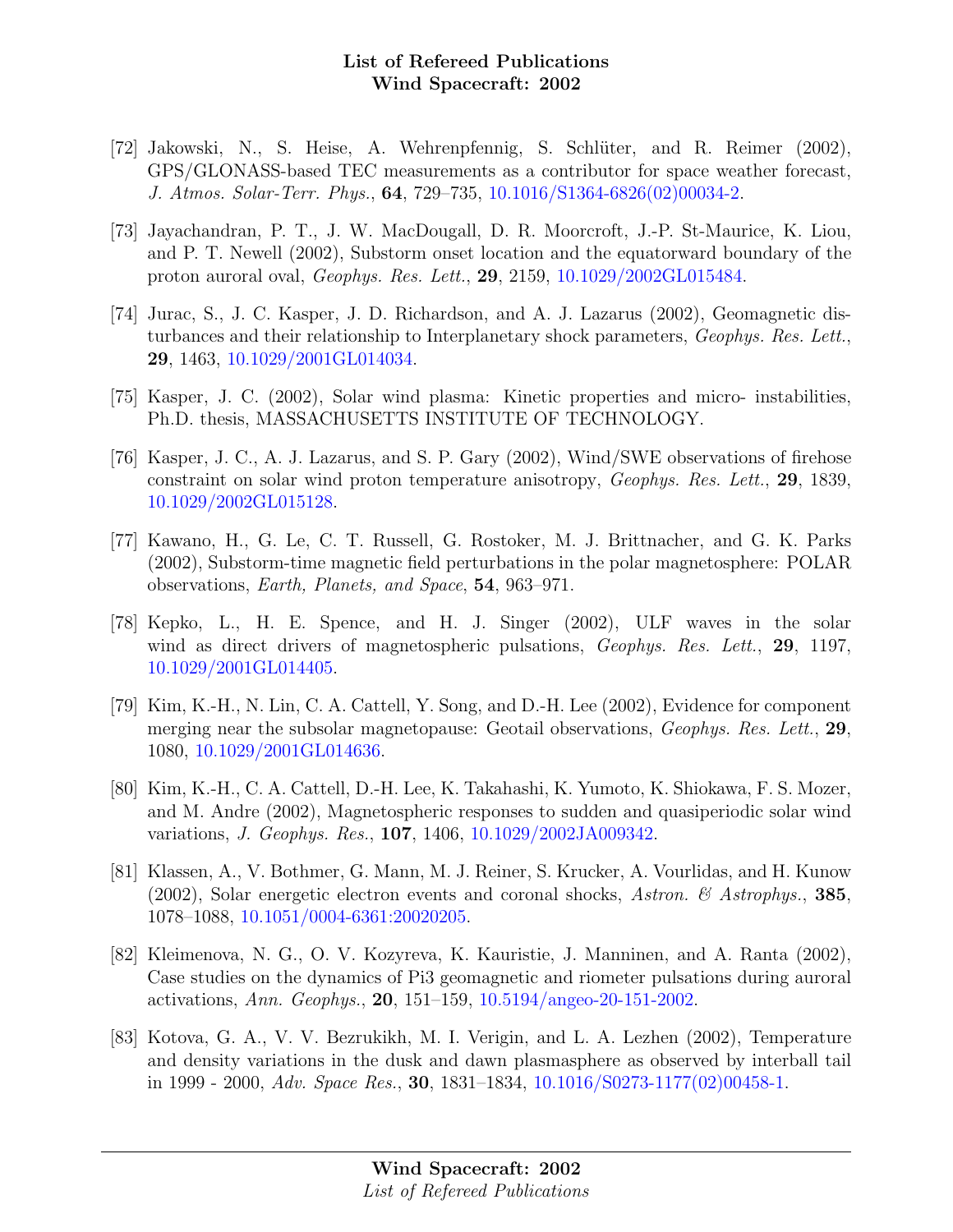[72] Jakowski, N., S. Heise, A. Wehrenpfennig, S. Schlüter, and R. Reimer (2002), GPS/GLONASS-based TEC measurements as a contributor for space weather forecast, *J. Atmos. Solar-Terr. Phys.*, **64**, 729–735, 10.1016/S1364-6826(02)00034-2.

[73] Jayachandran, P. T., J. W. MacDougall, D. R. Moorcroft, J.-P. St-Maurice, K. Liou, and P. T. Newell (2002), Substorm onset location and the equatorward boundary of the proton auroral oval, *Geophys. Res. Lett.*, **29**, 2159, 10.1029/2002GL015484.

[74] Jurac, S., J. C. Kasper, J. D. Richardson, and A. J. Lazarus (2002), Geomagnetic disturbances and their relationship to Interplanetary shock parameters, *Geophys. Res. Lett.*, **29**, 1463, 10.1029/2001GL014034.

[75] Kasper, J. C. (2002), Solar wind plasma: Kinetic properties and micro- instabilities, Ph.D. thesis, MASSACHUSETTS INSTITUTE OF TECHNOLOGY.

[76] Kasper, J. C., A. J. Lazarus, and S. P. Gary (2002), Wind/SWE observations of firehose constraint on solar wind proton temperature anisotropy, *Geophys. Res. Lett.*, **29**, 1839, 10.1029/2002GL015128.

[77] Kawano, H., G. Le, C. T. Russell, G. Rostoker, M. J. Brittnacher, and G. K. Parks (2002), Substorm-time magnetic field perturbations in the polar magnetosphere: POLAR observations, *Earth, Planets, and Space*, **54**, 963–971.

[78] Kepko, L., H. E. Spence, and H. J. Singer (2002), ULF waves in the solar wind as direct drivers of magnetospheric pulsations, *Geophys. Res. Lett.*, **29**, 1197, 10.1029/2001GL014405.

[79] Kim, K.-H., N. Lin, C. A. Cattell, Y. Song, and D.-H. Lee (2002), Evidence for component merging near the subsolar magnetopause: Geotail observations, *Geophys. Res. Lett.*, **29**, 1080, 10.1029/2001GL014636.

[80] Kim, K.-H., C. A. Cattell, D.-H. Lee, K. Takahashi, K. Yumoto, K. Shiokawa, F. S. Mozer, and M. Andre (2002), Magnetospheric responses to sudden and quasiperiodic solar wind variations, *J. Geophys. Res.*, **107**, 1406, 10.1029/2002JA009342.

[81] Klassen, A., V. Bothmer, G. Mann, M. J. Reiner, S. Krucker, A. Vourlidas, and H. Kunow (2002), Solar energetic electron events and coronal shocks, *Astron. & Astrophys.*, **385**, 1078–1088, 10.1051/0004-6361:20020205.

[82] Kleimenova, N. G., O. V. Kozyreva, K. Kauristie, J. Manninen, and A. Ranta (2002), Case studies on the dynamics of Pi3 geomagnetic and riometer pulsations during auroral activations, *Ann. Geophys.*, **20**, 151–159, 10.5194/angeo-20-151-2002.

[83] Kotova, G. A., V. V. Bezrukikh, M. I. Verigin, and L. A. Lezhen (2002), Temperature and density variations in the dusk and dawn plasmasphere as observed by interball tail in 1999 - 2000, *Adv. Space Res.*, **30**, 1831–1834, 10.1016/S0273-1177(02)00458-1.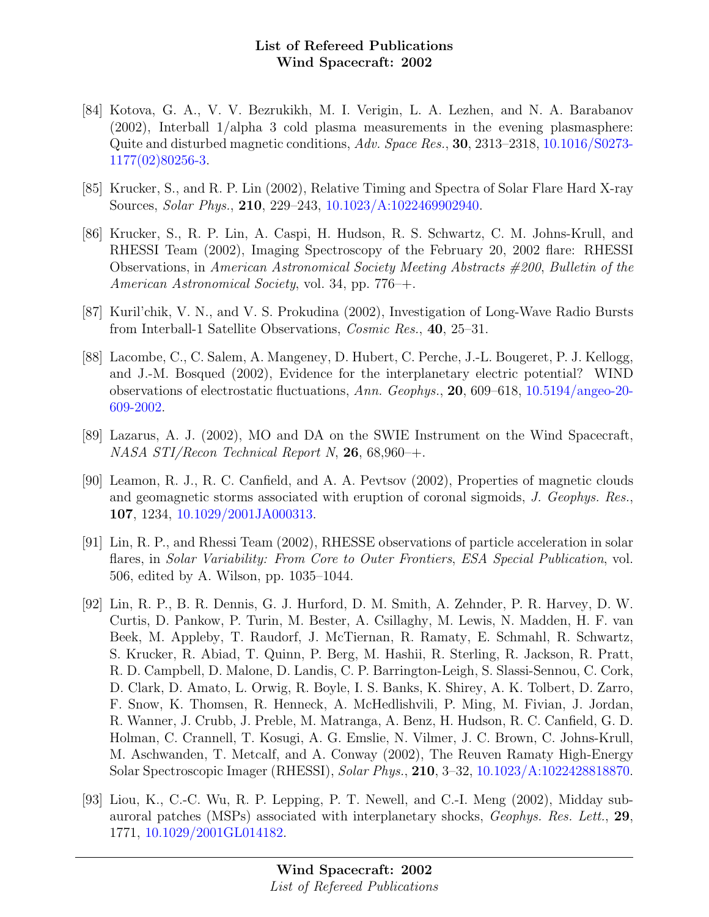[84] Kotova, G. A., V. V. Bezrukikh, M. I. Verigin, L. A. Lezhen, and N. A. Barabanov (2002), Interball 1/alpha 3 cold plasma measurements in the evening plasmasphere: Quite and disturbed magnetic conditions, *Adv. Space Res.*, **30**, 2313–2318, 10.1016/S0273-1177(02)80256-3.

[85] Krucker, S., and R. P. Lin (2002), Relative Timing and Spectra of Solar Flare Hard X-ray Sources, *Solar Phys.*, **210**, 229–243, 10.1023/A:1022469902940.

[86] Krucker, S., R. P. Lin, A. Caspi, H. Hudson, R. S. Schwartz, C. M. Johns-Krull, and RHESSI Team (2002), Imaging Spectroscopy of the February 20, 2002 flare: RHESSI Observations, in *American Astronomical Society Meeting Abstracts #200*, *Bulletin of the American Astronomical Society*, vol. 34, pp. 776–+.

[87] Kuril'chik, V. N., and V. S. Prokudina (2002), Investigation of Long-Wave Radio Bursts from Interball-1 Satellite Observations, *Cosmic Res.*, **40**, 25–31.

[88] Lacombe, C., C. Salem, A. Mangeney, D. Hubert, C. Perche, J.-L. Bougeret, P. J. Kellogg, and J.-M. Bosqued (2002), Evidence for the interplanetary electric potential? WIND observations of electrostatic fluctuations, *Ann. Geophys.*, **20**, 609–618, 10.5194/angeo-20-609-2002.

[89] Lazarus, A. J. (2002), MO and DA on the SWIE Instrument on the Wind Spacecraft, *NASA STI/Recon Technical Report N*, **26**, 68,960–+.

[90] Leamon, R. J., R. C. Canfield, and A. A. Pevtsov (2002), Properties of magnetic clouds and geomagnetic storms associated with eruption of coronal sigmoids, *J. Geophys. Res.*, **107**, 1234, 10.1029/2001JA000313.

[91] Lin, R. P., and Rhessi Team (2002), RHESSE observations of particle acceleration in solar flares, in *Solar Variability: From Core to Outer Frontiers*, *ESA Special Publication*, vol. 506, edited by A. Wilson, pp. 1035–1044.

[92] Lin, R. P., B. R. Dennis, G. J. Hurford, D. M. Smith, A. Zehnder, P. R. Harvey, D. W. Curtis, D. Pankow, P. Turin, M. Bester, A. Csillaghy, M. Lewis, N. Madden, H. F. van Beek, M. Appleby, T. Raudorf, J. McTiernan, R. Ramaty, E. Schmahl, R. Schwartz, S. Krucker, R. Abiad, T. Quinn, P. Berg, M. Hashii, R. Sterling, R. Jackson, R. Pratt, R. D. Campbell, D. Malone, D. Landis, C. P. Barrington-Leigh, S. Slassi-Sennou, C. Cork, D. Clark, D. Amato, L. Orwig, R. Boyle, I. S. Banks, K. Shirey, A. K. Tolbert, D. Zarro, F. Snow, K. Thomsen, R. Henneck, A. McHedlishvili, P. Ming, M. Fivian, J. Jordan, R. Wanner, J. Crubb, J. Preble, M. Matranga, A. Benz, H. Hudson, R. C. Canfield, G. D. Holman, C. Crannell, T. Kosugi, A. G. Emslie, N. Vilmer, J. C. Brown, C. Johns-Krull, M. Aschwanden, T. Metcalf, and A. Conway (2002), The Reuven Ramaty High-Energy Solar Spectroscopic Imager (RHESSI), *Solar Phys.*, **210**, 3–32, 10.1023/A:1022428818870.

[93] Liou, K., C.-C. Wu, R. P. Lepping, P. T. Newell, and C.-I. Meng (2002), Midday sub-auroral patches (MSPs) associated with interplanetary shocks, *Geophys. Res. Lett.*, **29**, 1771, 10.1029/2001GL014182.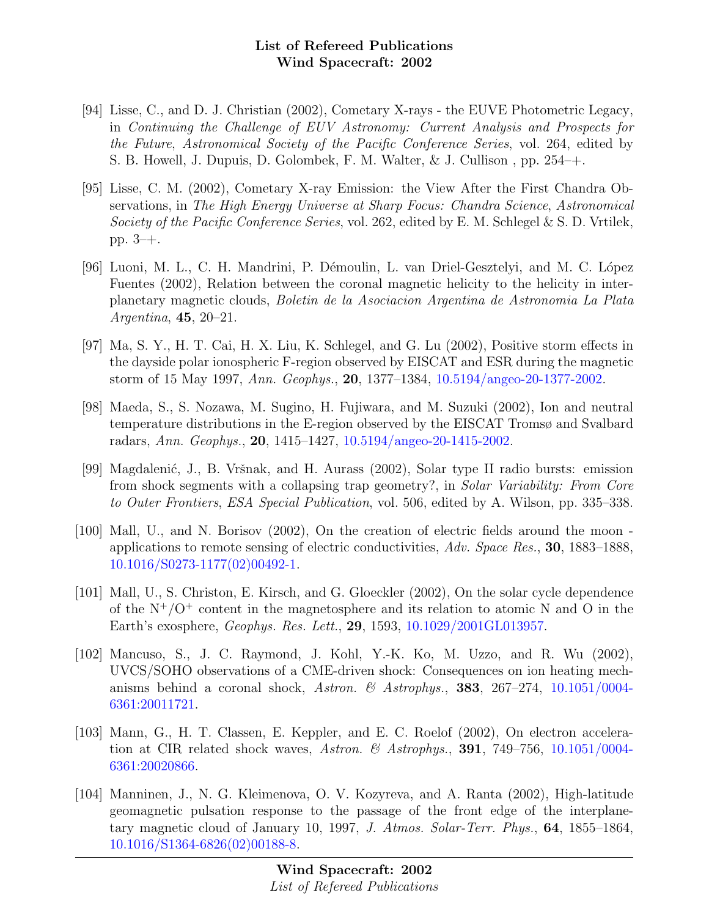[94] Lisse, C., and D. J. Christian (2002), Cometary X-rays - the EUVE Photometric Legacy, in *Continuing the Challenge of EUV Astronomy: Current Analysis and Prospects for the Future*, *Astronomical Society of the Pacific Conference Series*, vol. 264, edited by S. B. Howell, J. Dupuis, D. Golombek, F. M. Walter, & J. Cullison , pp. 254–+.

[95] Lisse, C. M. (2002), Cometary X-ray Emission: the View After the First Chandra Observations, in *The High Energy Universe at Sharp Focus: Chandra Science*, *Astronomical Society of the Pacific Conference Series*, vol. 262, edited by E. M. Schlegel & S. D. Vrtilek, pp. 3–+.

[96] Luoni, M. L., C. H. Mandrini, P. Démoulin, L. van Driel-Gesztelyi, and M. C. López Fuentes (2002), Relation between the coronal magnetic helicity to the helicity in interplanetary magnetic clouds, *Boletin de la Asociacion Argentina de Astronomia La Plata Argentina*, **45**, 20–21.

[97] Ma, S. Y., H. T. Cai, H. X. Liu, K. Schlegel, and G. Lu (2002), Positive storm effects in the dayside polar ionospheric F-region observed by EISCAT and ESR during the magnetic storm of 15 May 1997, *Ann. Geophys.*, **20**, 1377–1384, 10.5194/angeo-20-1377-2002.

[98] Maeda, S., S. Nozawa, M. Sugino, H. Fujiwara, and M. Suzuki (2002), Ion and neutral temperature distributions in the E-region observed by the EISCAT Tromsø and Svalbard radars, *Ann. Geophys.*, **20**, 1415–1427, 10.5194/angeo-20-1415-2002.

[99] Magdalenić, J., B. Vršnak, and H. Aurass (2002), Solar type II radio bursts: emission from shock segments with a collapsing trap geometry?, in *Solar Variability: From Core to Outer Frontiers*, *ESA Special Publication*, vol. 506, edited by A. Wilson, pp. 335–338.

[100] Mall, U., and N. Borisov (2002), On the creation of electric fields around the moon - applications to remote sensing of electric conductivities, *Adv. Space Res.*, **30**, 1883–1888, 10.1016/S0273-1177(02)00492-1.

[101] Mall, U., S. Christon, E. Kirsch, and G. Gloeckler (2002), On the solar cycle dependence of the $N^+/O^+$ content in the magnetosphere and its relation to atomic N and O in the Earth's exosphere, *Geophys. Res. Lett.*, **29**, 1593, 10.1029/2001GL013957.

[102] Mancuso, S., J. C. Raymond, J. Kohl, Y.-K. Ko, M. Uzzo, and R. Wu (2002), UVCS/SOHO observations of a CME-driven shock: Consequences on ion heating mechanisms behind a coronal shock, *Astron. & Astrophys.*, **383**, 267–274, 10.1051/0004-6361:20011721.

[103] Mann, G., H. T. Classen, E. Keppler, and E. C. Roelof (2002), On electron acceleration at CIR related shock waves, *Astron. & Astrophys.*, **391**, 749–756, 10.1051/0004-6361:20020866.

[104] Manninen, J., N. G. Kleimenova, O. V. Kozyreva, and A. Ranta (2002), High-latitude geomagnetic pulsation response to the passage of the front edge of the interplanetary magnetic cloud of January 10, 1997, *J. Atmos. Solar-Terr. Phys.*, **64**, 1855–1864, 10.1016/S1364-6826(02)00188-8.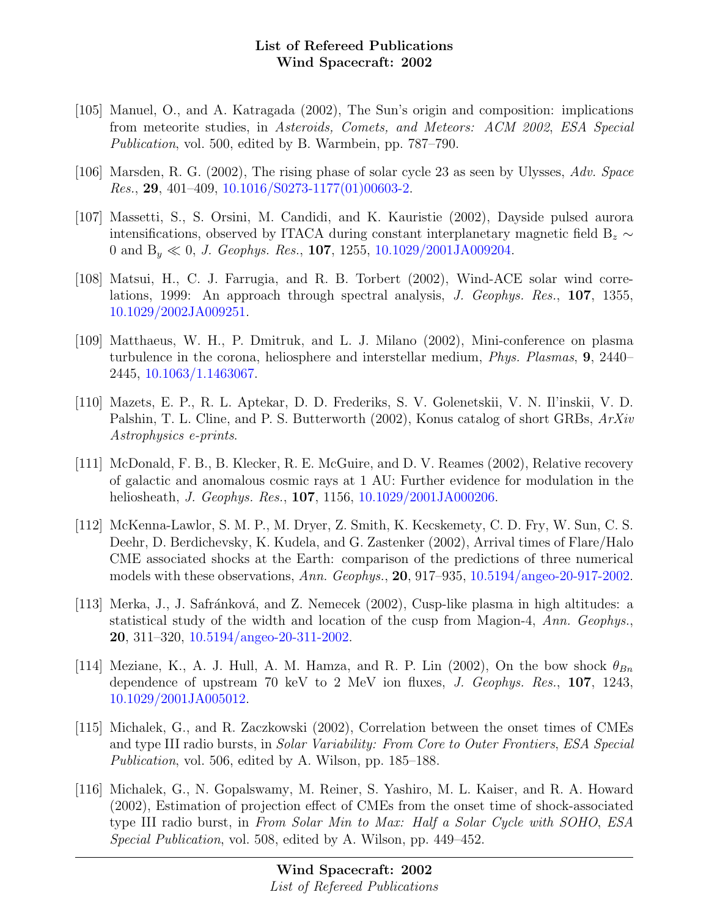[105] Manuel, O., and A. Katragada (2002), The Sun's origin and composition: implications from meteorite studies, in *Asteroids, Comets, and Meteors: ACM 2002*, *ESA Special Publication*, vol. 500, edited by B. Warmbein, pp. 787–790.

[106] Marsden, R. G. (2002), The rising phase of solar cycle 23 as seen by Ulysses, *Adv. Space Res.*, **29**, 401–409, 10.1016/S0273-1177(01)00603-2.

[107] Massetti, S., S. Orsini, M. Candidi, and K. Kauristie (2002), Dayside pulsed aurora intensifications, observed by ITACA during constant interplanetary magnetic field $B_z \sim 0$ and $B_y \ll 0$, *J. Geophys. Res.*, **107**, 1255, 10.1029/2001JA009204.

[108] Matsui, H., C. J. Farrugia, and R. B. Torbert (2002), Wind-ACE solar wind correlations, 1999: An approach through spectral analysis, *J. Geophys. Res.*, **107**, 1355, 10.1029/2002JA009251.

[109] Matthaeus, W. H., P. Dmitruk, and L. J. Milano (2002), Mini-conference on plasma turbulence in the corona, heliosphere and interstellar medium, *Phys. Plasmas*, **9**, 2440–2445, 10.1063/1.1463067.

[110] Mazets, E. P., R. L. Aptekar, D. D. Frederiks, S. V. Golenetskii, V. N. Il'inskii, V. D. Palshin, T. L. Cline, and P. S. Butterworth (2002), Konus catalog of short GRBs, *ArXiv Astrophysics e-prints*.

[111] McDonald, F. B., B. Klecker, R. E. McGuire, and D. V. Reames (2002), Relative recovery of galactic and anomalous cosmic rays at 1 AU: Further evidence for modulation in the heliosheath, *J. Geophys. Res.*, **107**, 1156, 10.1029/2001JA000206.

[112] McKenna-Lawlor, S. M. P., M. Dryer, Z. Smith, K. Kecskemety, C. D. Fry, W. Sun, C. S. Deehr, D. Berdichevsky, K. Kudela, and G. Zastenker (2002), Arrival times of Flare/Halo CME associated shocks at the Earth: comparison of the predictions of three numerical models with these observations, *Ann. Geophys.*, **20**, 917–935, 10.5194/angeo-20-917-2002.

[113] Merka, J., J. Safránková, and Z. Nemecek (2002), Cusp-like plasma in high altitudes: a statistical study of the width and location of the cusp from Magion-4, *Ann. Geophys.*, **20**, 311–320, 10.5194/angeo-20-311-2002.

[114] Meziane, K., A. J. Hull, A. M. Hamza, and R. P. Lin (2002), On the bow shock $\theta_{Bn}$ dependence of upstream 70 keV to 2 MeV ion fluxes, *J. Geophys. Res.*, **107**, 1243, 10.1029/2001JA005012.

[115] Michalek, G., and R. Zaczkowski (2002), Correlation between the onset times of CMEs and type III radio bursts, in *Solar Variability: From Core to Outer Frontiers*, *ESA Special Publication*, vol. 506, edited by A. Wilson, pp. 185–188.

[116] Michalek, G., N. Gopalswamy, M. Reiner, S. Yashiro, M. L. Kaiser, and R. A. Howard (2002), Estimation of projection effect of CMEs from the onset time of shock-associated type III radio burst, in *From Solar Min to Max: Half a Solar Cycle with SOHO*, *ESA Special Publication*, vol. 508, edited by A. Wilson, pp. 449–452.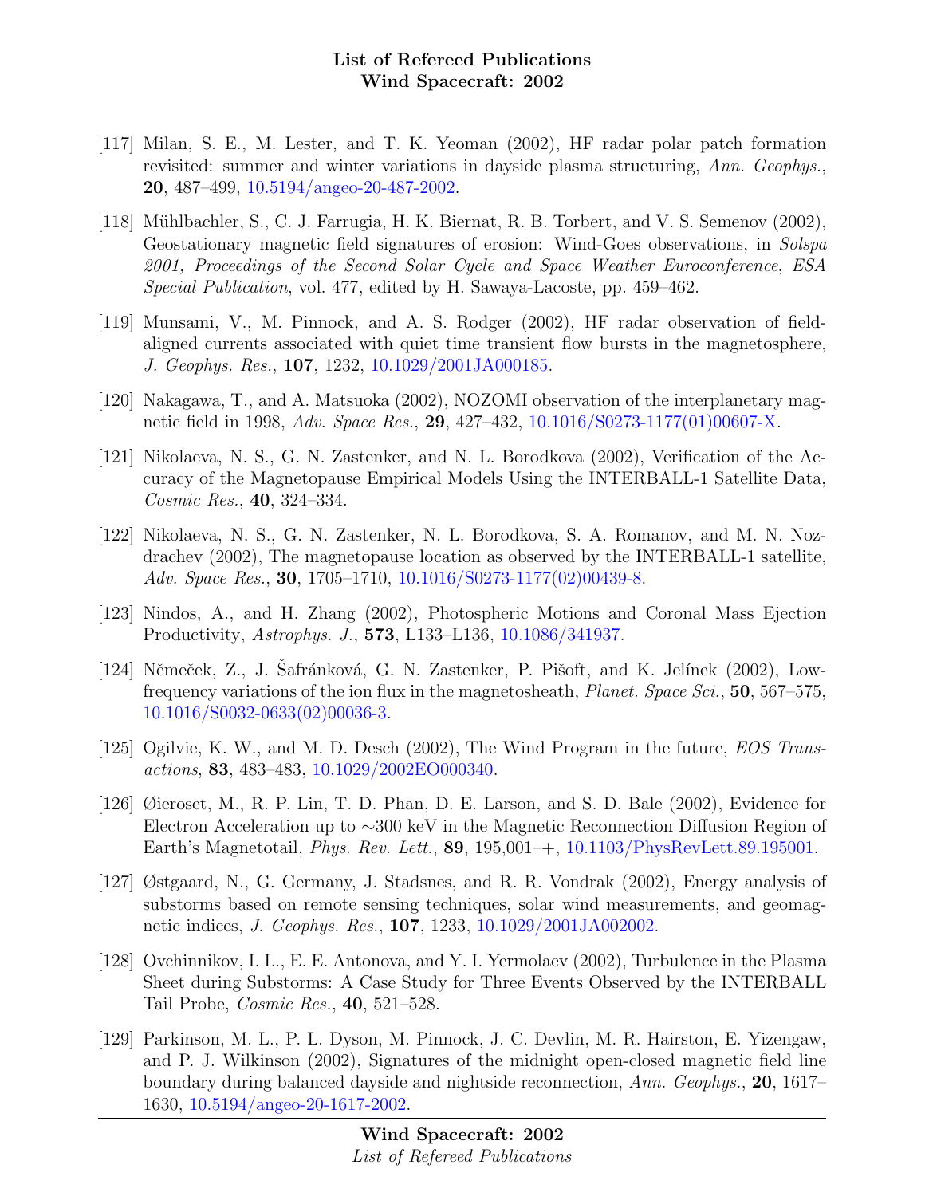[117] Milan, S. E., M. Lester, and T. K. Yeoman (2002), HF radar polar patch formation revisited: summer and winter variations in dayside plasma structuring, *Ann. Geophys.*, **20**, 487–499, 10.5194/angeo-20-487-2002.

[118] Mühlbachler, S., C. J. Farrugia, H. K. Biernat, R. B. Torbert, and V. S. Semenov (2002), Geostationary magnetic field signatures of erosion: Wind-Goes observations, in *Solspa 2001, Proceedings of the Second Solar Cycle and Space Weather Euroconference*, *ESA Special Publication*, vol. 477, edited by H. Sawaya-Lacoste, pp. 459–462.

[119] Munsami, V., M. Pinnock, and A. S. Rodger (2002), HF radar observation of field-aligned currents associated with quiet time transient flow bursts in the magnetosphere, *J. Geophys. Res.*, **107**, 1232, 10.1029/2001JA000185.

[120] Nakagawa, T., and A. Matsuoka (2002), NOZOMI observation of the interplanetary magnetic field in 1998, *Adv. Space Res.*, **29**, 427–432, 10.1016/S0273-1177(01)00607-X.

[121] Nikolaeva, N. S., G. N. Zastenker, and N. L. Borodkova (2002), Verification of the Accuracy of the Magnetopause Empirical Models Using the INTERBALL-1 Satellite Data, *Cosmic Res.*, **40**, 324–334.

[122] Nikolaeva, N. S., G. N. Zastenker, N. L. Borodkova, S. A. Romanov, and M. N. Nozdrachev (2002), The magnetopause location as observed by the INTERBALL-1 satellite, *Adv. Space Res.*, **30**, 1705–1710, 10.1016/S0273-1177(02)00439-8.

[123] Nindos, A., and H. Zhang (2002), Photospheric Motions and Coronal Mass Ejection Productivity, *Astrophys. J.*, **573**, L133–L136, 10.1086/341937.

[124] Němeček, Z., J. Šafránková, G. N. Zastenker, P. Pišoft, and K. Jelínek (2002), Low-frequency variations of the ion flux in the magnetosheath, *Planet. Space Sci.*, **50**, 567–575, 10.1016/S0032-0633(02)00036-3.

[125] Ogilvie, K. W., and M. D. Desch (2002), The Wind Program in the future, *EOS Transactions*, **83**, 483–483, 10.1029/2002EO000340.

[126] Øieroset, M., R. P. Lin, T. D. Phan, D. E. Larson, and S. D. Bale (2002), Evidence for Electron Acceleration up to ∼300 keV in the Magnetic Reconnection Diffusion Region of Earth's Magnetotail, *Phys. Rev. Lett.*, **89**, 195,001–+, 10.1103/PhysRevLett.89.195001.

[127] Østgaard, N., G. Germany, J. Stadsnes, and R. R. Vondrak (2002), Energy analysis of substorms based on remote sensing techniques, solar wind measurements, and geomagnetic indices, *J. Geophys. Res.*, **107**, 1233, 10.1029/2001JA002002.

[128] Ovchinnikov, I. L., E. E. Antonova, and Y. I. Yermolaev (2002), Turbulence in the Plasma Sheet during Substorms: A Case Study for Three Events Observed by the INTERBALL Tail Probe, *Cosmic Res.*, **40**, 521–528.

[129] Parkinson, M. L., P. L. Dyson, M. Pinnock, J. C. Devlin, M. R. Hairston, E. Yizengaw, and P. J. Wilkinson (2002), Signatures of the midnight open-closed magnetic field line boundary during balanced dayside and nightside reconnection, *Ann. Geophys.*, **20**, 1617–1630, 10.5194/angeo-20-1617-2002.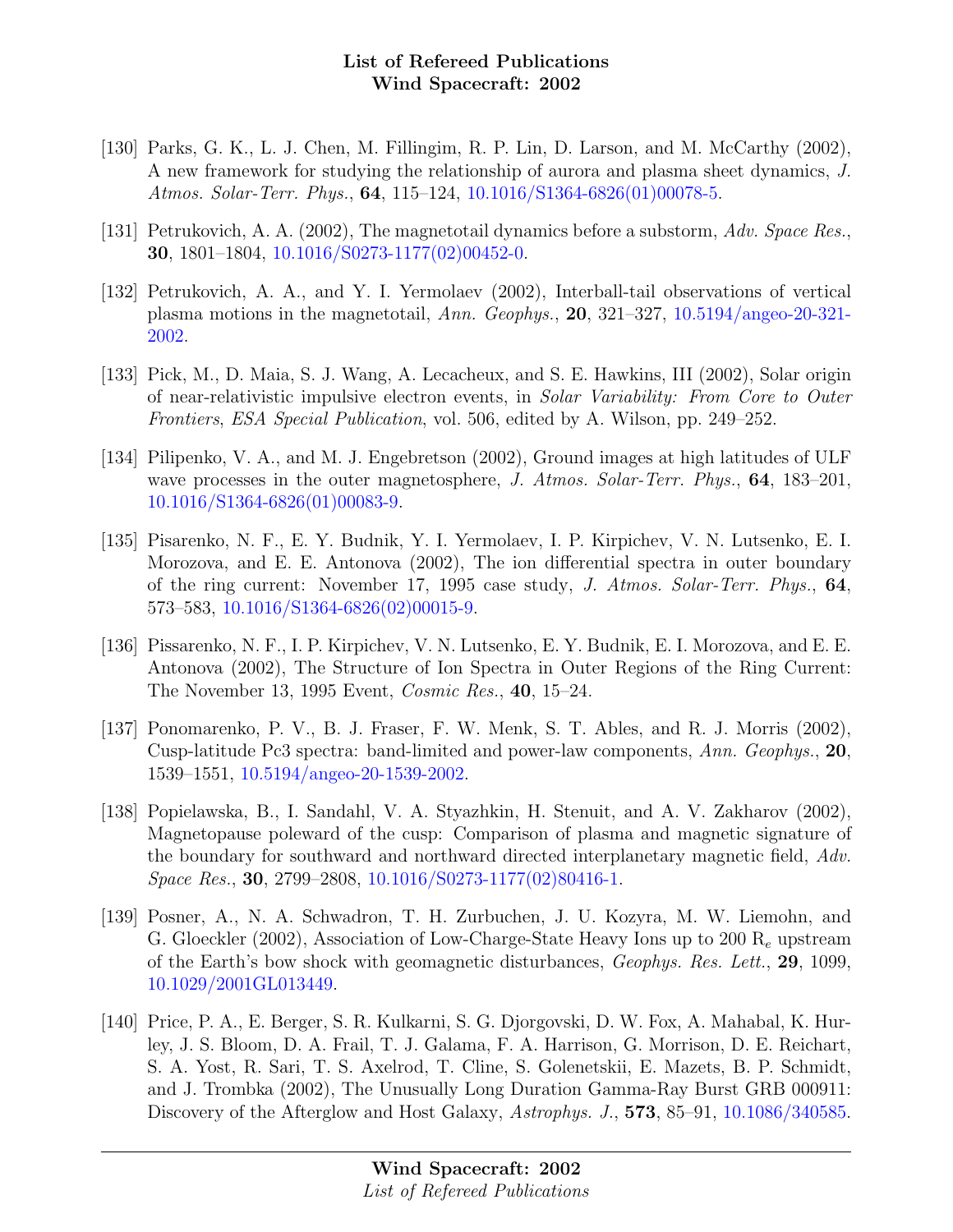[130] Parks, G. K., L. J. Chen, M. Fillingim, R. P. Lin, D. Larson, and M. McCarthy (2002), A new framework for studying the relationship of aurora and plasma sheet dynamics, *J. Atmos. Solar-Terr. Phys.*, **64**, 115–124, 10.1016/S1364-6826(01)00078-5.

[131] Petrukovich, A. A. (2002), The magnetotail dynamics before a substorm, *Adv. Space Res.*, **30**, 1801–1804, 10.1016/S0273-1177(02)00452-0.

[132] Petrukovich, A. A., and Y. I. Yermolaev (2002), Interball-tail observations of vertical plasma motions in the magnetotail, *Ann. Geophys.*, **20**, 321–327, 10.5194/angeo-20-321-2002.

[133] Pick, M., D. Maia, S. J. Wang, A. Lecacheux, and S. E. Hawkins, III (2002), Solar origin of near-relativistic impulsive electron events, in *Solar Variability: From Core to Outer Frontiers*, *ESA Special Publication*, vol. 506, edited by A. Wilson, pp. 249–252.

[134] Pilipenko, V. A., and M. J. Engebretson (2002), Ground images at high latitudes of ULF wave processes in the outer magnetosphere, *J. Atmos. Solar-Terr. Phys.*, **64**, 183–201, 10.1016/S1364-6826(01)00083-9.

[135] Pisarenko, N. F., E. Y. Budnik, Y. I. Yermolaev, I. P. Kirpichev, V. N. Lutsenko, E. I. Morozova, and E. E. Antonova (2002), The ion differential spectra in outer boundary of the ring current: November 17, 1995 case study, *J. Atmos. Solar-Terr. Phys.*, **64**, 573–583, 10.1016/S1364-6826(02)00015-9.

[136] Pissarenko, N. F., I. P. Kirpichev, V. N. Lutsenko, E. Y. Budnik, E. I. Morozova, and E. E. Antonova (2002), The Structure of Ion Spectra in Outer Regions of the Ring Current: The November 13, 1995 Event, *Cosmic Res.*, **40**, 15–24.

[137] Ponomarenko, P. V., B. J. Fraser, F. W. Menk, S. T. Ables, and R. J. Morris (2002), Cusp-latitude Pc3 spectra: band-limited and power-law components, *Ann. Geophys.*, **20**, 1539–1551, 10.5194/angeo-20-1539-2002.

[138] Popielawska, B., I. Sandahl, V. A. Styazhkin, H. Stenuit, and A. V. Zakharov (2002), Magnetopause poleward of the cusp: Comparison of plasma and magnetic signature of the boundary for southward and northward directed interplanetary magnetic field, *Adv. Space Res.*, **30**, 2799–2808, 10.1016/S0273-1177(02)80416-1.

[139] Posner, A., N. A. Schwadron, T. H. Zurbuchen, J. U. Kozyra, M. W. Liemohn, and G. Gloeckler (2002), Association of Low-Charge-State Heavy Ions up to 200 $R_e$ upstream of the Earth's bow shock with geomagnetic disturbances, *Geophys. Res. Lett.*, **29**, 1099, 10.1029/2001GL013449.

[140] Price, P. A., E. Berger, S. R. Kulkarni, S. G. Djorgovski, D. W. Fox, A. Mahabal, K. Hurley, J. S. Bloom, D. A. Frail, T. J. Galama, F. A. Harrison, G. Morrison, D. E. Reichart, S. A. Yost, R. Sari, T. S. Axelrod, T. Cline, S. Golenetskii, E. Mazets, B. P. Schmidt, and J. Trombka (2002), The Unusually Long Duration Gamma-Ray Burst GRB 000911: Discovery of the Afterglow and Host Galaxy, *Astrophys. J.*, **573**, 85–91, 10.1086/340585.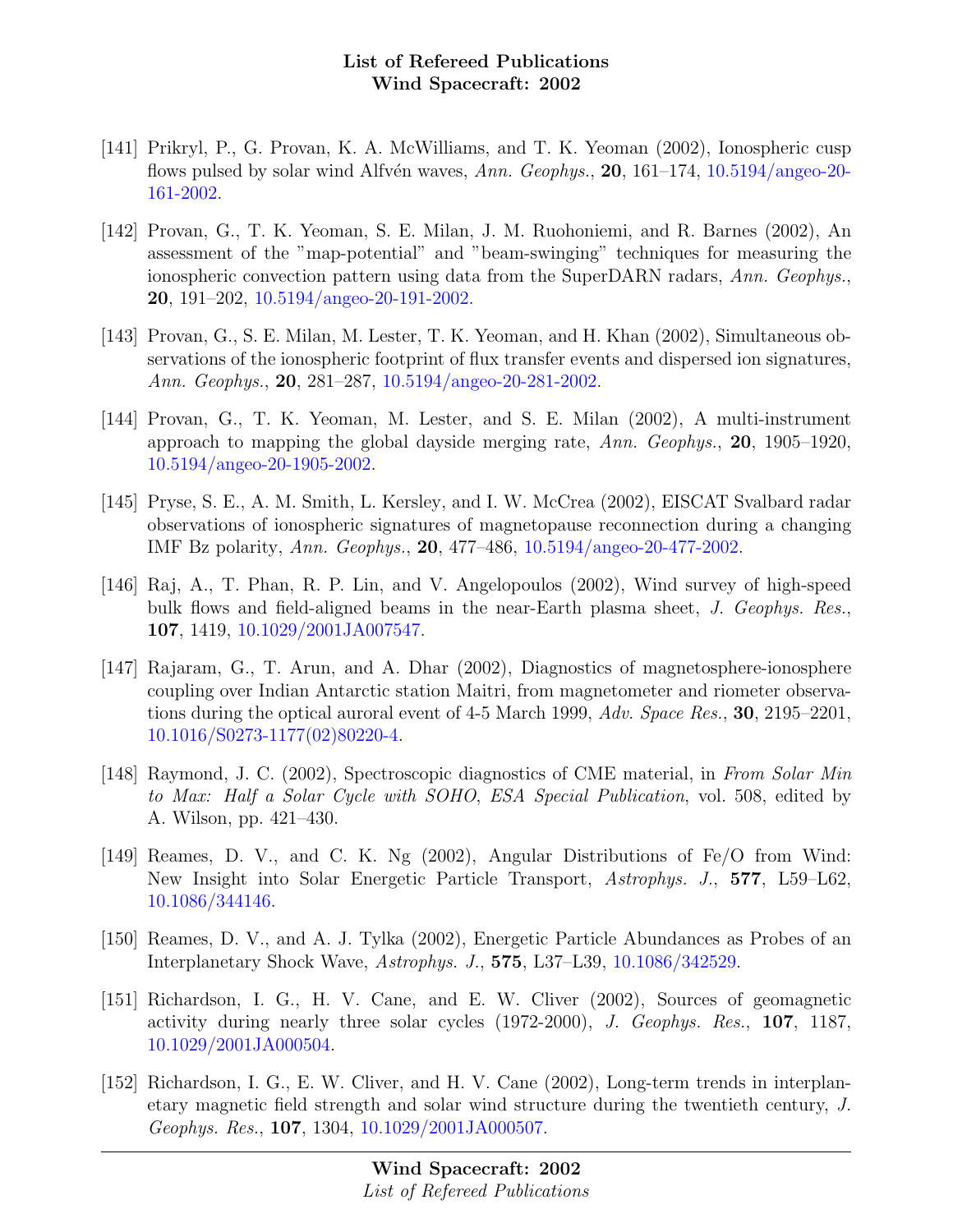[141] Prikryl, P., G. Provan, K. A. McWilliams, and T. K. Yeoman (2002), Ionospheric cusp flows pulsed by solar wind Alfvén waves, *Ann. Geophys.*, **20**, 161–174, 10.5194/angeo-20-161-2002.

[142] Provan, G., T. K. Yeoman, S. E. Milan, J. M. Ruohoniemi, and R. Barnes (2002), An assessment of the "map-potential" and "beam-swinging" techniques for measuring the ionospheric convection pattern using data from the SuperDARN radars, *Ann. Geophys.*, **20**, 191–202, 10.5194/angeo-20-191-2002.

[143] Provan, G., S. E. Milan, M. Lester, T. K. Yeoman, and H. Khan (2002), Simultaneous observations of the ionospheric footprint of flux transfer events and dispersed ion signatures, *Ann. Geophys.*, **20**, 281–287, 10.5194/angeo-20-281-2002.

[144] Provan, G., T. K. Yeoman, M. Lester, and S. E. Milan (2002), A multi-instrument approach to mapping the global dayside merging rate, *Ann. Geophys.*, **20**, 1905–1920, 10.5194/angeo-20-1905-2002.

[145] Pryse, S. E., A. M. Smith, L. Kersley, and I. W. McCrea (2002), EISCAT Svalbard radar observations of ionospheric signatures of magnetopause reconnection during a changing IMF Bz polarity, *Ann. Geophys.*, **20**, 477–486, 10.5194/angeo-20-477-2002.

[146] Raj, A., T. Phan, R. P. Lin, and V. Angelopoulos (2002), Wind survey of high-speed bulk flows and field-aligned beams in the near-Earth plasma sheet, *J. Geophys. Res.*, **107**, 1419, 10.1029/2001JA007547.

[147] Rajaram, G., T. Arun, and A. Dhar (2002), Diagnostics of magnetosphere-ionosphere coupling over Indian Antarctic station Maitri, from magnetometer and riometer observations during the optical auroral event of 4-5 March 1999, *Adv. Space Res.*, **30**, 2195–2201, 10.1016/S0273-1177(02)80220-4.

[148] Raymond, J. C. (2002), Spectroscopic diagnostics of CME material, in *From Solar Min to Max: Half a Solar Cycle with SOHO*, *ESA Special Publication*, vol. 508, edited by A. Wilson, pp. 421–430.

[149] Reames, D. V., and C. K. Ng (2002), Angular Distributions of Fe/O from Wind: New Insight into Solar Energetic Particle Transport, *Astrophys. J.*, **577**, L59–L62, 10.1086/344146.

[150] Reames, D. V., and A. J. Tylka (2002), Energetic Particle Abundances as Probes of an Interplanetary Shock Wave, *Astrophys. J.*, **575**, L37–L39, 10.1086/342529.

[151] Richardson, I. G., H. V. Cane, and E. W. Cliver (2002), Sources of geomagnetic activity during nearly three solar cycles (1972-2000), *J. Geophys. Res.*, **107**, 1187, 10.1029/2001JA000504.

[152] Richardson, I. G., E. W. Cliver, and H. V. Cane (2002), Long-term trends in interplanetary magnetic field strength and solar wind structure during the twentieth century, *J. Geophys. Res.*, **107**, 1304, 10.1029/2001JA000507.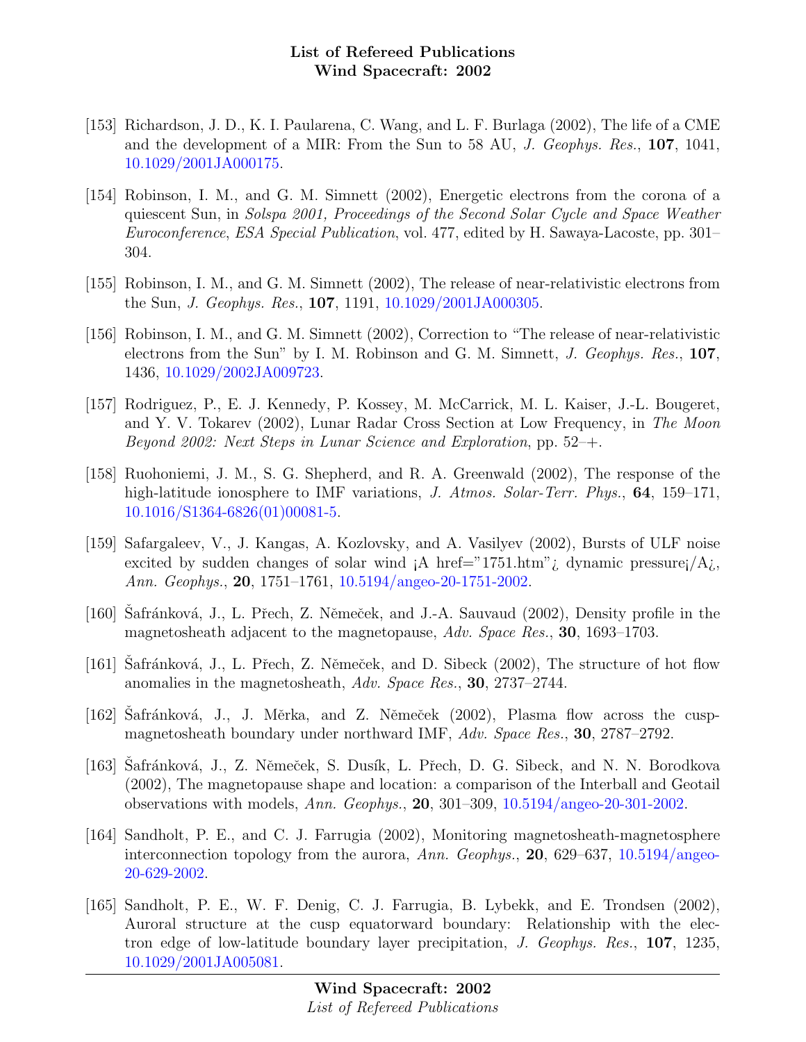[153] Richardson, J. D., K. I. Paularena, C. Wang, and L. F. Burlaga (2002), The life of a CME and the development of a MIR: From the Sun to 58 AU, *J. Geophys. Res.*, **107**, 1041, 10.1029/2001JA000175.

[154] Robinson, I. M., and G. M. Simnett (2002), Energetic electrons from the corona of a quiescent Sun, in *Solspa 2001, Proceedings of the Second Solar Cycle and Space Weather Euroconference*, *ESA Special Publication*, vol. 477, edited by H. Sawaya-Lacoste, pp. 301–304.

[155] Robinson, I. M., and G. M. Simnett (2002), The release of near-relativistic electrons from the Sun, *J. Geophys. Res.*, **107**, 1191, 10.1029/2001JA000305.

[156] Robinson, I. M., and G. M. Simnett (2002), Correction to "The release of near-relativistic electrons from the Sun" by I. M. Robinson and G. M. Simnett, *J. Geophys. Res.*, **107**, 1436, 10.1029/2002JA009723.

[157] Rodriguez, P., E. J. Kennedy, P. Kossey, M. McCarrick, M. L. Kaiser, J.-L. Bougeret, and Y. V. Tokarev (2002), Lunar Radar Cross Section at Low Frequency, in *The Moon Beyond 2002: Next Steps in Lunar Science and Exploration*, pp. 52–+.

[158] Ruohoniemi, J. M., S. G. Shepherd, and R. A. Greenwald (2002), The response of the high-latitude ionosphere to IMF variations, *J. Atmos. Solar-Terr. Phys.*, **64**, 159–171, 10.1016/S1364-6826(01)00081-5.

[159] Safargaleev, V., J. Kangas, A. Kozlovsky, and A. Vasilyev (2002), Bursts of ULF noise excited by sudden changes of solar wind ¡A href="1751.htm"¿ dynamic pressure¡/A¿, *Ann. Geophys.*, **20**, 1751–1761, 10.5194/angeo-20-1751-2002.

[160] Šafránková, J., L. Přech, Z. Němeček, and J.-A. Sauvaud (2002), Density profile in the magnetosheath adjacent to the magnetopause, *Adv. Space Res.*, **30**, 1693–1703.

[161] Šafránková, J., L. Přech, Z. Němeček, and D. Sibeck (2002), The structure of hot flow anomalies in the magnetosheath, *Adv. Space Res.*, **30**, 2737–2744.

[162] Šafránková, J., J. Měrka, and Z. Němeček (2002), Plasma flow across the cusp-magnetosheath boundary under northward IMF, *Adv. Space Res.*, **30**, 2787–2792.

[163] Šafránková, J., Z. Němeček, S. Dusík, L. Přech, D. G. Sibeck, and N. N. Borodkova (2002), The magnetopause shape and location: a comparison of the Interball and Geotail observations with models, *Ann. Geophys.*, **20**, 301–309, 10.5194/angeo-20-301-2002.

[164] Sandholt, P. E., and C. J. Farrugia (2002), Monitoring magnetosheath-magnetosphere interconnection topology from the aurora, *Ann. Geophys.*, **20**, 629–637, 10.5194/angeo-20-629-2002.

[165] Sandholt, P. E., W. F. Denig, C. J. Farrugia, B. Lybekk, and E. Trondsen (2002), Auroral structure at the cusp equatorward boundary: Relationship with the electron edge of low-latitude boundary layer precipitation, *J. Geophys. Res.*, **107**, 1235, 10.1029/2001JA005081.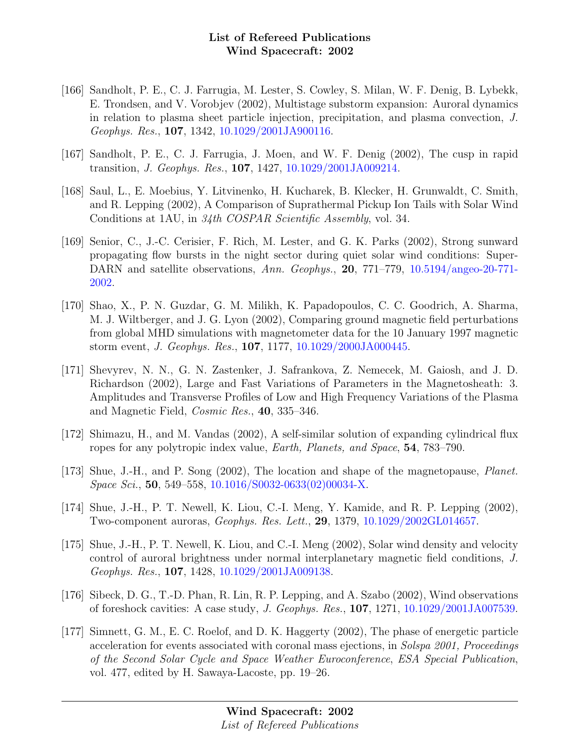[166] Sandholt, P. E., C. J. Farrugia, M. Lester, S. Cowley, S. Milan, W. F. Denig, B. Lybekk, E. Trondsen, and V. Vorobjev (2002), Multistage substorm expansion: Auroral dynamics in relation to plasma sheet particle injection, precipitation, and plasma convection, *J. Geophys. Res.*, **107**, 1342, 10.1029/2001JA900116.

[167] Sandholt, P. E., C. J. Farrugia, J. Moen, and W. F. Denig (2002), The cusp in rapid transition, *J. Geophys. Res.*, **107**, 1427, 10.1029/2001JA009214.

[168] Saul, L., E. Moebius, Y. Litvinenko, H. Kucharek, B. Klecker, H. Grunwaldt, C. Smith, and R. Lepping (2002), A Comparison of Suprathermal Pickup Ion Tails with Solar Wind Conditions at 1AU, in *34th COSPAR Scientific Assembly*, vol. 34.

[169] Senior, C., J.-C. Cerisier, F. Rich, M. Lester, and G. K. Parks (2002), Strong sunward propagating flow bursts in the night sector during quiet solar wind conditions: SuperDARN and satellite observations, *Ann. Geophys.*, **20**, 771–779, 10.5194/angeo-20-771-2002.

[170] Shao, X., P. N. Guzdar, G. M. Milikh, K. Papadopoulos, C. C. Goodrich, A. Sharma, M. J. Wiltberger, and J. G. Lyon (2002), Comparing ground magnetic field perturbations from global MHD simulations with magnetometer data for the 10 January 1997 magnetic storm event, *J. Geophys. Res.*, **107**, 1177, 10.1029/2000JA000445.

[171] Shevyrev, N. N., G. N. Zastenker, J. Safrankova, Z. Nemecek, M. Gaiosh, and J. D. Richardson (2002), Large and Fast Variations of Parameters in the Magnetosheath: 3. Amplitudes and Transverse Profiles of Low and High Frequency Variations of the Plasma and Magnetic Field, *Cosmic Res.*, **40**, 335–346.

[172] Shimazu, H., and M. Vandas (2002), A self-similar solution of expanding cylindrical flux ropes for any polytropic index value, *Earth, Planets, and Space*, **54**, 783–790.

[173] Shue, J.-H., and P. Song (2002), The location and shape of the magnetopause, *Planet. Space Sci.*, **50**, 549–558, 10.1016/S0032-0633(02)00034-X.

[174] Shue, J.-H., P. T. Newell, K. Liou, C.-I. Meng, Y. Kamide, and R. P. Lepping (2002), Two-component auroras, *Geophys. Res. Lett.*, **29**, 1379, 10.1029/2002GL014657.

[175] Shue, J.-H., P. T. Newell, K. Liou, and C.-I. Meng (2002), Solar wind density and velocity control of auroral brightness under normal interplanetary magnetic field conditions, *J. Geophys. Res.*, **107**, 1428, 10.1029/2001JA009138.

[176] Sibeck, D. G., T.-D. Phan, R. Lin, R. P. Lepping, and A. Szabo (2002), Wind observations of foreshock cavities: A case study, *J. Geophys. Res.*, **107**, 1271, 10.1029/2001JA007539.

[177] Simnett, G. M., E. C. Roelof, and D. K. Haggerty (2002), The phase of energetic particle acceleration for events associated with coronal mass ejections, in *Solspa 2001, Proceedings of the Second Solar Cycle and Space Weather Euroconference*, *ESA Special Publication*, vol. 477, edited by H. Sawaya-Lacoste, pp. 19–26.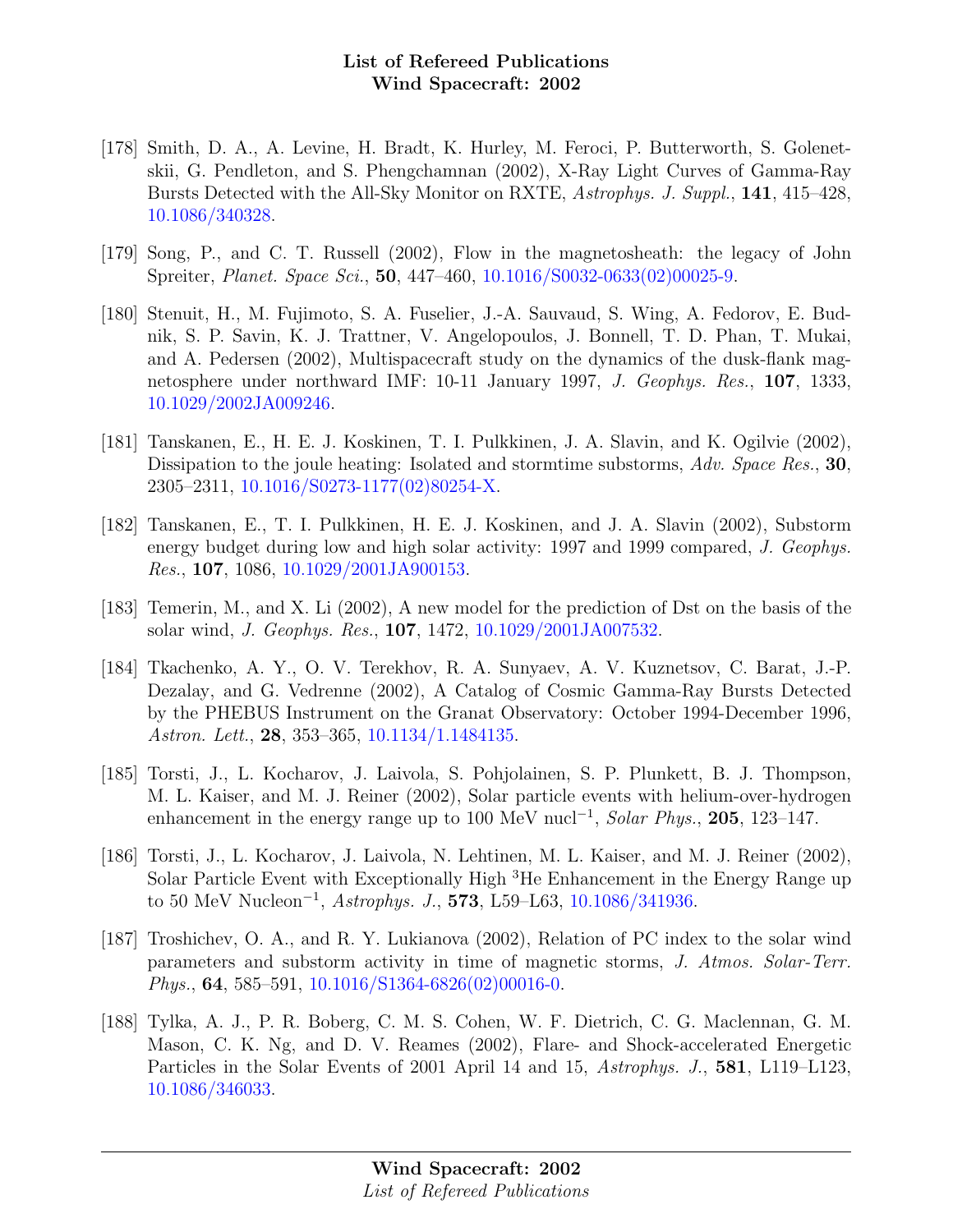[178] Smith, D. A., A. Levine, H. Bradt, K. Hurley, M. Feroci, P. Butterworth, S. Golenetskii, G. Pendleton, and S. Phengchamnan (2002), X-Ray Light Curves of Gamma-Ray Bursts Detected with the All-Sky Monitor on RXTE, *Astrophys. J. Suppl.*, **141**, 415–428, 10.1086/340328.

[179] Song, P., and C. T. Russell (2002), Flow in the magnetosheath: the legacy of John Spreiter, *Planet. Space Sci.*, **50**, 447–460, 10.1016/S0032-0633(02)00025-9.

[180] Stenuit, H., M. Fujimoto, S. A. Fuselier, J.-A. Sauvaud, S. Wing, A. Fedorov, E. Budnik, S. P. Savin, K. J. Trattner, V. Angelopoulos, J. Bonnell, T. D. Phan, T. Mukai, and A. Pedersen (2002), Multispacecraft study on the dynamics of the dusk-flank magnetosphere under northward IMF: 10-11 January 1997, *J. Geophys. Res.*, **107**, 1333, 10.1029/2002JA009246.

[181] Tanskanen, E., H. E. J. Koskinen, T. I. Pulkkinen, J. A. Slavin, and K. Ogilvie (2002), Dissipation to the joule heating: Isolated and stormtime substorms, *Adv. Space Res.*, **30**, 2305–2311, 10.1016/S0273-1177(02)80254-X.

[182] Tanskanen, E., T. I. Pulkkinen, H. E. J. Koskinen, and J. A. Slavin (2002), Substorm energy budget during low and high solar activity: 1997 and 1999 compared, *J. Geophys. Res.*, **107**, 1086, 10.1029/2001JA900153.

[183] Temerin, M., and X. Li (2002), A new model for the prediction of Dst on the basis of the solar wind, *J. Geophys. Res.*, **107**, 1472, 10.1029/2001JA007532.

[184] Tkachenko, A. Y., O. V. Terekhov, R. A. Sunyaev, A. V. Kuznetsov, C. Barat, J.-P. Dezalay, and G. Vedrenne (2002), A Catalog of Cosmic Gamma-Ray Bursts Detected by the PHEBUS Instrument on the Granat Observatory: October 1994-December 1996, *Astron. Lett.*, **28**, 353–365, 10.1134/1.1484135.

[185] Torsti, J., L. Kocharov, J. Laivola, S. Pohjolainen, S. P. Plunkett, B. J. Thompson, M. L. Kaiser, and M. J. Reiner (2002), Solar particle events with helium-over-hydrogen enhancement in the energy range up to 100 MeV nucl$^{-1}$, *Solar Phys.*, **205**, 123–147.

[186] Torsti, J., L. Kocharov, J. Laivola, N. Lehtinen, M. L. Kaiser, and M. J. Reiner (2002), Solar Particle Event with Exceptionally High $^{3}$He Enhancement in the Energy Range up to 50 MeV Nucleon$^{-1}$, *Astrophys. J.*, **573**, L59–L63, 10.1086/341936.

[187] Troshichev, O. A., and R. Y. Lukianova (2002), Relation of PC index to the solar wind parameters and substorm activity in time of magnetic storms, *J. Atmos. Solar-Terr. Phys.*, **64**, 585–591, 10.1016/S1364-6826(02)00016-0.

[188] Tylka, A. J., P. R. Boberg, C. M. S. Cohen, W. F. Dietrich, C. G. Maclennan, G. M. Mason, C. K. Ng, and D. V. Reames (2002), Flare- and Shock-accelerated Energetic Particles in the Solar Events of 2001 April 14 and 15, *Astrophys. J.*, **581**, L119–L123, 10.1086/346033.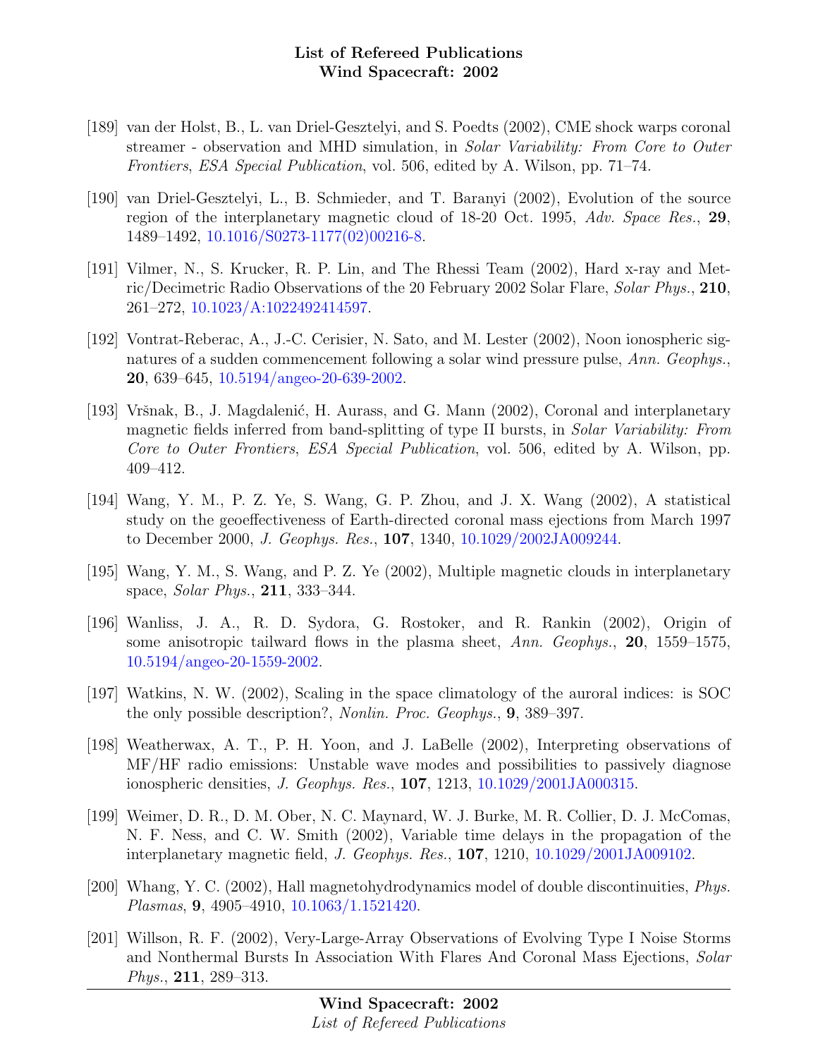[189] van der Holst, B., L. van Driel-Gesztelyi, and S. Poedts (2002), CME shock warps coronal streamer - observation and MHD simulation, in *Solar Variability: From Core to Outer Frontiers*, *ESA Special Publication*, vol. 506, edited by A. Wilson, pp. 71–74.

[190] van Driel-Gesztelyi, L., B. Schmieder, and T. Baranyi (2002), Evolution of the source region of the interplanetary magnetic cloud of 18-20 Oct. 1995, *Adv. Space Res.*, **29**, 1489–1492, 10.1016/S0273-1177(02)00216-8.

[191] Vilmer, N., S. Krucker, R. P. Lin, and The Rhessi Team (2002), Hard x-ray and Metric/Decimetric Radio Observations of the 20 February 2002 Solar Flare, *Solar Phys.*, **210**, 261–272, 10.1023/A:1022492414597.

[192] Vontrat-Reberac, A., J.-C. Cerisier, N. Sato, and M. Lester (2002), Noon ionospheric signatures of a sudden commencement following a solar wind pressure pulse, *Ann. Geophys.*, **20**, 639–645, 10.5194/angeo-20-639-2002.

[193] Vršnak, B., J. Magdalenić, H. Aurass, and G. Mann (2002), Coronal and interplanetary magnetic fields inferred from band-splitting of type II bursts, in *Solar Variability: From Core to Outer Frontiers*, *ESA Special Publication*, vol. 506, edited by A. Wilson, pp. 409–412.

[194] Wang, Y. M., P. Z. Ye, S. Wang, G. P. Zhou, and J. X. Wang (2002), A statistical study on the geoeffectiveness of Earth-directed coronal mass ejections from March 1997 to December 2000, *J. Geophys. Res.*, **107**, 1340, 10.1029/2002JA009244.

[195] Wang, Y. M., S. Wang, and P. Z. Ye (2002), Multiple magnetic clouds in interplanetary space, *Solar Phys.*, **211**, 333–344.

[196] Wanliss, J. A., R. D. Sydora, G. Rostoker, and R. Rankin (2002), Origin of some anisotropic tailward flows in the plasma sheet, *Ann. Geophys.*, **20**, 1559–1575, 10.5194/angeo-20-1559-2002.

[197] Watkins, N. W. (2002), Scaling in the space climatology of the auroral indices: is SOC the only possible description?, *Nonlin. Proc. Geophys.*, **9**, 389–397.

[198] Weatherwax, A. T., P. H. Yoon, and J. LaBelle (2002), Interpreting observations of MF/HF radio emissions: Unstable wave modes and possibilities to passively diagnose ionospheric densities, *J. Geophys. Res.*, **107**, 1213, 10.1029/2001JA000315.

[199] Weimer, D. R., D. M. Ober, N. C. Maynard, W. J. Burke, M. R. Collier, D. J. McComas, N. F. Ness, and C. W. Smith (2002), Variable time delays in the propagation of the interplanetary magnetic field, *J. Geophys. Res.*, **107**, 1210, 10.1029/2001JA009102.

[200] Whang, Y. C. (2002), Hall magnetohydrodynamics model of double discontinuities, *Phys. Plasmas*, **9**, 4905–4910, 10.1063/1.1521420.

[201] Willson, R. F. (2002), Very-Large-Array Observations of Evolving Type I Noise Storms and Nonthermal Bursts In Association With Flares And Coronal Mass Ejections, *Solar Phys.*, **211**, 289–313.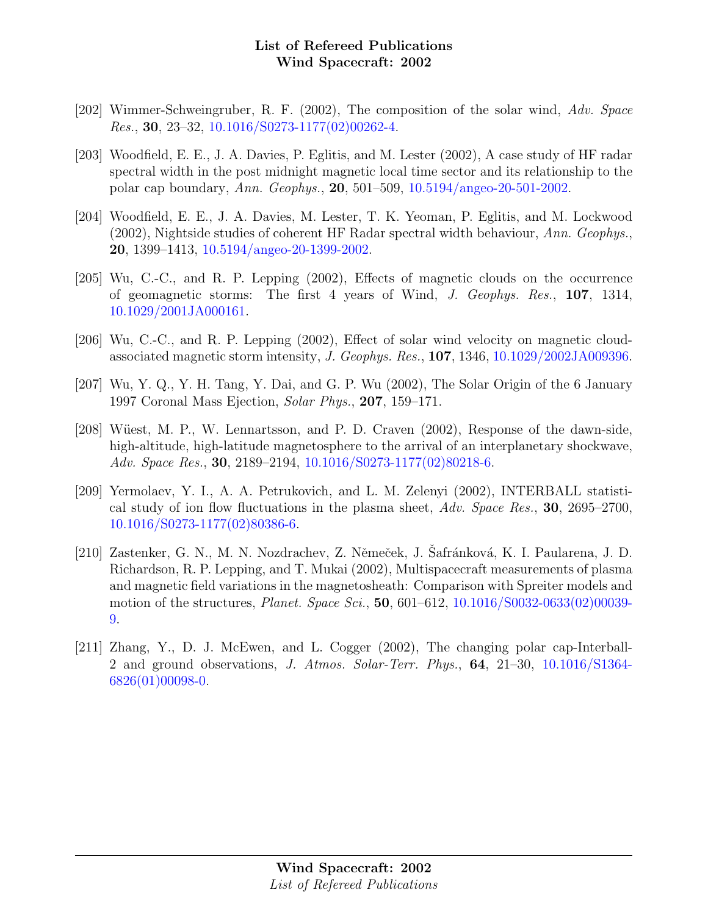[202] Wimmer-Schweingruber, R. F. (2002), The composition of the solar wind, *Adv. Space Res.*, **30**, 23–32, 10.1016/S0273-1177(02)00262-4.

[203] Woodfield, E. E., J. A. Davies, P. Eglitis, and M. Lester (2002), A case study of HF radar spectral width in the post midnight magnetic local time sector and its relationship to the polar cap boundary, *Ann. Geophys.*, **20**, 501–509, 10.5194/angeo-20-501-2002.

[204] Woodfield, E. E., J. A. Davies, M. Lester, T. K. Yeoman, P. Eglitis, and M. Lockwood (2002), Nightside studies of coherent HF Radar spectral width behaviour, *Ann. Geophys.*, **20**, 1399–1413, 10.5194/angeo-20-1399-2002.

[205] Wu, C.-C., and R. P. Lepping (2002), Effects of magnetic clouds on the occurrence of geomagnetic storms: The first 4 years of Wind, *J. Geophys. Res.*, **107**, 1314, 10.1029/2001JA000161.

[206] Wu, C.-C., and R. P. Lepping (2002), Effect of solar wind velocity on magnetic cloud-associated magnetic storm intensity, *J. Geophys. Res.*, **107**, 1346, 10.1029/2002JA009396.

[207] Wu, Y. Q., Y. H. Tang, Y. Dai, and G. P. Wu (2002), The Solar Origin of the 6 January 1997 Coronal Mass Ejection, *Solar Phys.*, **207**, 159–171.

[208] Wüest, M. P., W. Lennartsson, and P. D. Craven (2002), Response of the dawn-side, high-altitude, high-latitude magnetosphere to the arrival of an interplanetary shockwave, *Adv. Space Res.*, **30**, 2189–2194, 10.1016/S0273-1177(02)80218-6.

[209] Yermolaev, Y. I., A. A. Petrukovich, and L. M. Zelenyi (2002), INTERBALL statistical study of ion flow fluctuations in the plasma sheet, *Adv. Space Res.*, **30**, 2695–2700, 10.1016/S0273-1177(02)80386-6.

[210] Zastenker, G. N., M. N. Nozdrachev, Z. Němeček, J. Šafránková, K. I. Paularena, J. D. Richardson, R. P. Lepping, and T. Mukai (2002), Multispacecraft measurements of plasma and magnetic field variations in the magnetosheath: Comparison with Spreiter models and motion of the structures, *Planet. Space Sci.*, **50**, 601–612, 10.1016/S0032-0633(02)00039-9.

[211] Zhang, Y., D. J. McEwen, and L. Cogger (2002), The changing polar cap-Interball-2 and ground observations, *J. Atmos. Solar-Terr. Phys.*, **64**, 21–30, 10.1016/S1364-6826(01)00098-0.